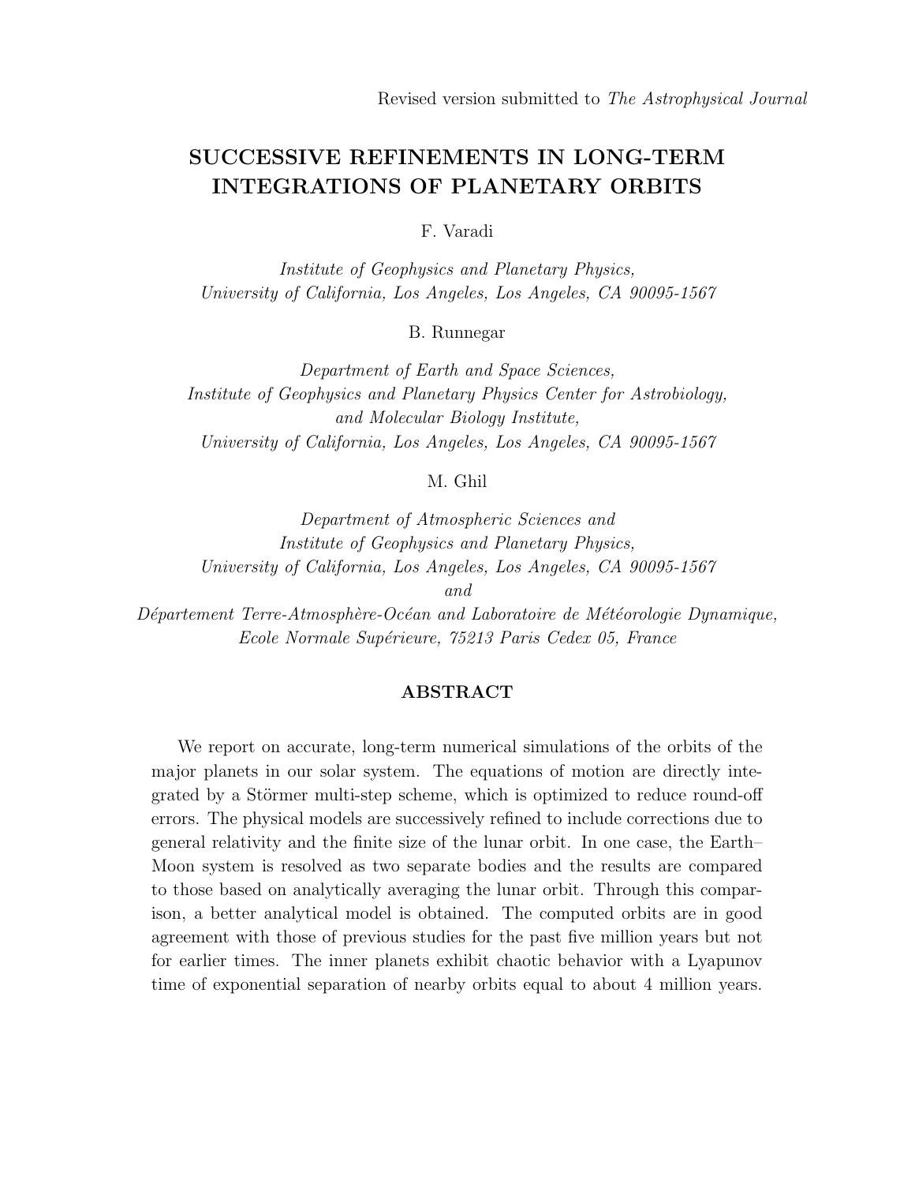Revised version submitted to *The Astrophysical Journal*

# SUCCESSIVE REFINEMENTS IN LONG-TERM INTEGRATIONS OF PLANETARY ORBITS

F. Varadi

*Institute of Geophysics and Planetary Physics, University of California, Los Angeles, Los Angeles, CA 90095-1567*

B. Runnegar

*Department of Earth and Space Sciences, Institute of Geophysics and Planetary Physics Center for Astrobiology, and Molecular Biology Institute, University of California, Los Angeles, Los Angeles, CA 90095-1567*

M. Ghil

*Department of Atmospheric Sciences and Institute of Geophysics and Planetary Physics, University of California, Los Angeles, Los Angeles, CA 90095-1567*
*and*
*Département Terre-Atmosphère-Océan and Laboratoire de Météorologie Dynamique, Ecole Normale Supérieure, 75213 Paris Cedex 05, France*

## ABSTRACT

We report on accurate, long-term numerical simulations of the orbits of the major planets in our solar system. The equations of motion are directly integrated by a Störmer multi-step scheme, which is optimized to reduce round-off errors. The physical models are successively refined to include corrections due to general relativity and the finite size of the lunar orbit. In one case, the Earth–Moon system is resolved as two separate bodies and the results are compared to those based on analytically averaging the lunar orbit. Through this comparison, a better analytical model is obtained. The computed orbits are in good agreement with those of previous studies for the past five million years but not for earlier times. The inner planets exhibit chaotic behavior with a Lyapunov time of exponential separation of nearby orbits equal to about 4 million years.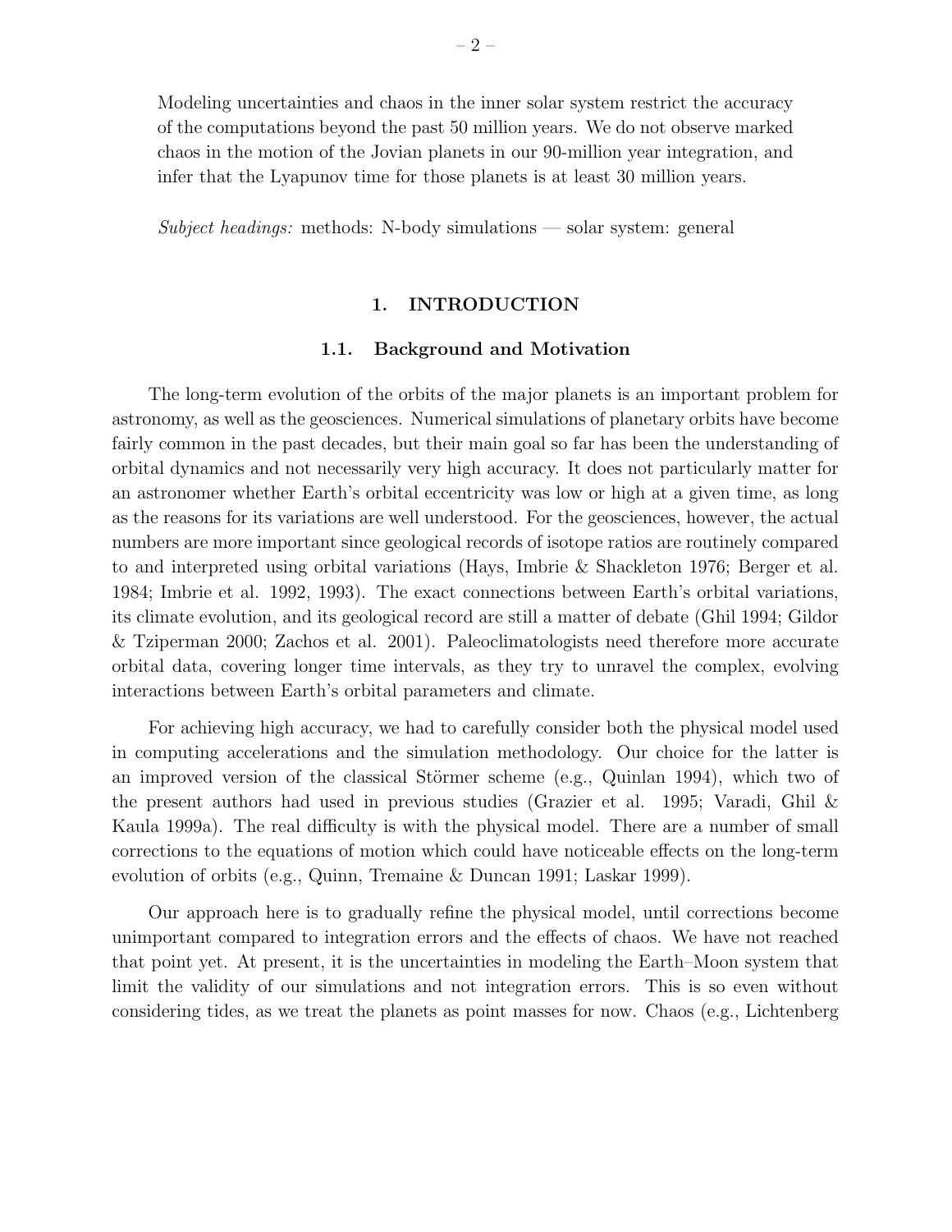Modeling uncertainties and chaos in the inner solar system restrict the accuracy of the computations beyond the past 50 million years. We do not observe marked chaos in the motion of the Jovian planets in our 90-million year integration, and infer that the Lyapunov time for those planets is at least 30 million years.

*Subject headings:* methods: N-body simulations — solar system: general

# 1. INTRODUCTION

## 1.1. Background and Motivation

The long-term evolution of the orbits of the major planets is an important problem for astronomy, as well as the geosciences. Numerical simulations of planetary orbits have become fairly common in the past decades, but their main goal so far has been the understanding of orbital dynamics and not necessarily very high accuracy. It does not particularly matter for an astronomer whether Earth's orbital eccentricity was low or high at a given time, as long as the reasons for its variations are well understood. For the geosciences, however, the actual numbers are more important since geological records of isotope ratios are routinely compared to and interpreted using orbital variations (Hays, Imbrie & Shackleton 1976; Berger et al. 1984; Imbrie et al. 1992, 1993). The exact connections between Earth's orbital variations, its climate evolution, and its geological record are still a matter of debate (Ghil 1994; Gildor & Tziperman 2000; Zachos et al. 2001). Paleoclimatologists need therefore more accurate orbital data, covering longer time intervals, as they try to unravel the complex, evolving interactions between Earth's orbital parameters and climate.

For achieving high accuracy, we had to carefully consider both the physical model used in computing accelerations and the simulation methodology. Our choice for the latter is an improved version of the classical Störmer scheme (e.g., Quinlan 1994), which two of the present authors had used in previous studies (Grazier et al. 1995; Varadi, Ghil & Kaula 1999a). The real difficulty is with the physical model. There are a number of small corrections to the equations of motion which could have noticeable effects on the long-term evolution of orbits (e.g., Quinn, Tremaine & Duncan 1991; Laskar 1999).

Our approach here is to gradually refine the physical model, until corrections become unimportant compared to integration errors and the effects of chaos. We have not reached that point yet. At present, it is the uncertainties in modeling the Earth–Moon system that limit the validity of our simulations and not integration errors. This is so even without considering tides, as we treat the planets as point masses for now. Chaos (e.g., Lichtenberg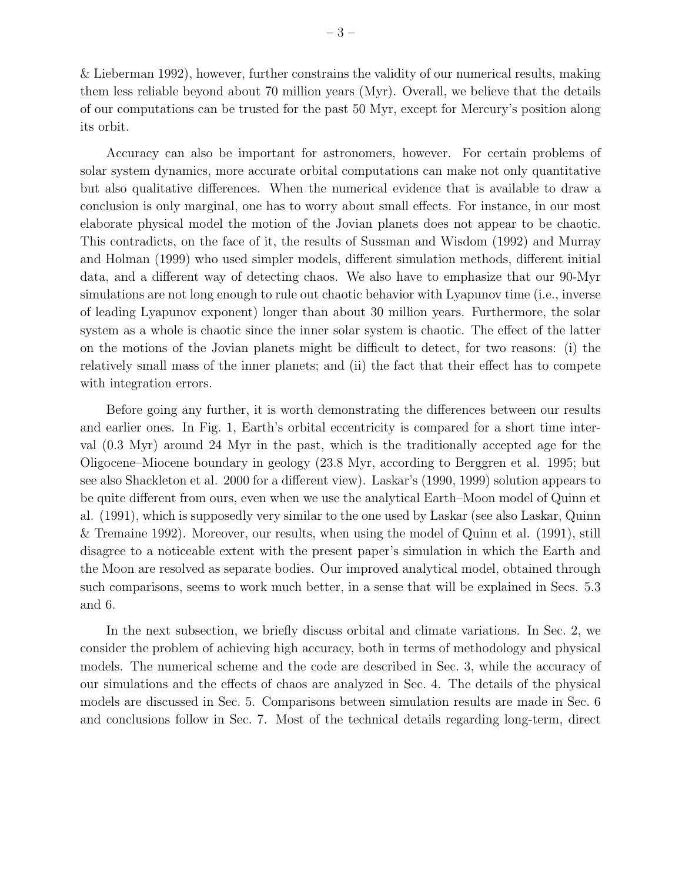& Lieberman 1992), however, further constrains the validity of our numerical results, making them less reliable beyond about 70 million years (Myr). Overall, we believe that the details of our computations can be trusted for the past 50 Myr, except for Mercury's position along its orbit.

Accuracy can also be important for astronomers, however. For certain problems of solar system dynamics, more accurate orbital computations can make not only quantitative but also qualitative differences. When the numerical evidence that is available to draw a conclusion is only marginal, one has to worry about small effects. For instance, in our most elaborate physical model the motion of the Jovian planets does not appear to be chaotic. This contradicts, on the face of it, the results of Sussman and Wisdom (1992) and Murray and Holman (1999) who used simpler models, different simulation methods, different initial data, and a different way of detecting chaos. We also have to emphasize that our 90-Myr simulations are not long enough to rule out chaotic behavior with Lyapunov time (i.e., inverse of leading Lyapunov exponent) longer than about 30 million years. Furthermore, the solar system as a whole is chaotic since the inner solar system is chaotic. The effect of the latter on the motions of the Jovian planets might be difficult to detect, for two reasons: (i) the relatively small mass of the inner planets; and (ii) the fact that their effect has to compete with integration errors.

Before going any further, it is worth demonstrating the differences between our results and earlier ones. In Fig. 1, Earth's orbital eccentricity is compared for a short time interval (0.3 Myr) around 24 Myr in the past, which is the traditionally accepted age for the Oligocene–Miocene boundary in geology (23.8 Myr, according to Berggren et al. 1995; but see also Shackleton et al. 2000 for a different view). Laskar's (1990, 1999) solution appears to be quite different from ours, even when we use the analytical Earth–Moon model of Quinn et al. (1991), which is supposedly very similar to the one used by Laskar (see also Laskar, Quinn & Tremaine 1992). Moreover, our results, when using the model of Quinn et al. (1991), still disagree to a noticeable extent with the present paper's simulation in which the Earth and the Moon are resolved as separate bodies. Our improved analytical model, obtained through such comparisons, seems to work much better, in a sense that will be explained in Secs. 5.3 and 6.

In the next subsection, we briefly discuss orbital and climate variations. In Sec. 2, we consider the problem of achieving high accuracy, both in terms of methodology and physical models. The numerical scheme and the code are described in Sec. 3, while the accuracy of our simulations and the effects of chaos are analyzed in Sec. 4. The details of the physical models are discussed in Sec. 5. Comparisons between simulation results are made in Sec. 6 and conclusions follow in Sec. 7. Most of the technical details regarding long-term, direct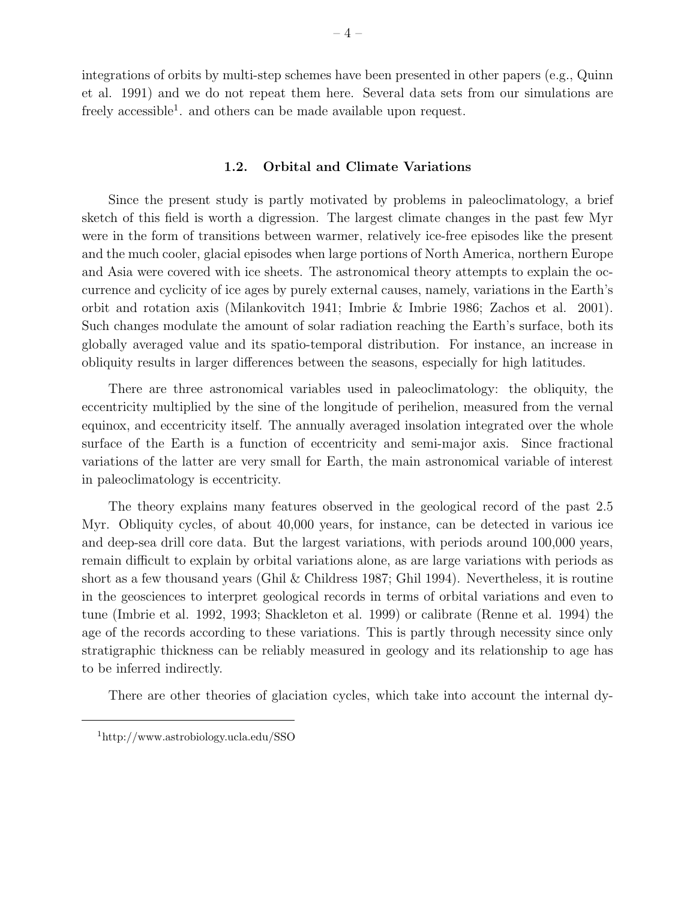integrations of orbits by multi-step schemes have been presented in other papers (e.g., Quinn et al. 1991) and we do not repeat them here. Several data sets from our simulations are freely accessible[1]. and others can be made available upon request.

### 1.2. Orbital and Climate Variations

Since the present study is partly motivated by problems in paleoclimatology, a brief sketch of this field is worth a digression. The largest climate changes in the past few Myr were in the form of transitions between warmer, relatively ice-free episodes like the present and the much cooler, glacial episodes when large portions of North America, northern Europe and Asia were covered with ice sheets. The astronomical theory attempts to explain the occurrence and cyclicity of ice ages by purely external causes, namely, variations in the Earth's orbit and rotation axis (Milankovitch 1941; Imbrie & Imbrie 1986; Zachos et al. 2001). Such changes modulate the amount of solar radiation reaching the Earth's surface, both its globally averaged value and its spatio-temporal distribution. For instance, an increase in obliquity results in larger differences between the seasons, especially for high latitudes.

There are three astronomical variables used in paleoclimatology: the obliquity, the eccentricity multiplied by the sine of the longitude of perihelion, measured from the vernal equinox, and eccentricity itself. The annually averaged insolation integrated over the whole surface of the Earth is a function of eccentricity and semi-major axis. Since fractional variations of the latter are very small for Earth, the main astronomical variable of interest in paleoclimatology is eccentricity.

The theory explains many features observed in the geological record of the past 2.5 Myr. Obliquity cycles, of about 40,000 years, for instance, can be detected in various ice and deep-sea drill core data. But the largest variations, with periods around 100,000 years, remain difficult to explain by orbital variations alone, as are large variations with periods as short as a few thousand years (Ghil & Childress 1987; Ghil 1994). Nevertheless, it is routine in the geosciences to interpret geological records in terms of orbital variations and even to tune (Imbrie et al. 1992, 1993; Shackleton et al. 1999) or calibrate (Renne et al. 1994) the age of the records according to these variations. This is partly through necessity since only stratigraphic thickness can be reliably measured in geology and its relationship to age has to be inferred indirectly.

There are other theories of glaciation cycles, which take into account the internal dy-

[1] http://www.astrobiology.ucla.edu/SSO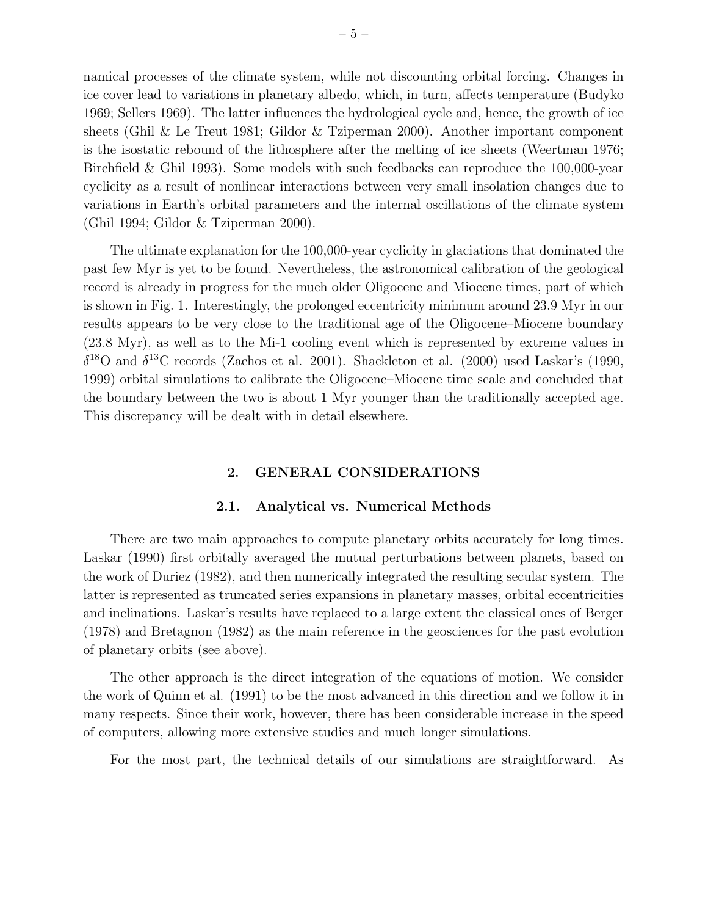namical processes of the climate system, while not discounting orbital forcing. Changes in ice cover lead to variations in planetary albedo, which, in turn, affects temperature (Budyko 1969; Sellers 1969). The latter influences the hydrological cycle and, hence, the growth of ice sheets (Ghil & Le Treut 1981; Gildor & Tziperman 2000). Another important component is the isostatic rebound of the lithosphere after the melting of ice sheets (Weertman 1976; Birchfield & Ghil 1993). Some models with such feedbacks can reproduce the 100,000-year cyclicity as a result of nonlinear interactions between very small insolation changes due to variations in Earth's orbital parameters and the internal oscillations of the climate system (Ghil 1994; Gildor & Tziperman 2000).

The ultimate explanation for the 100,000-year cyclicity in glaciations that dominated the past few Myr is yet to be found. Nevertheless, the astronomical calibration of the geological record is already in progress for the much older Oligocene and Miocene times, part of which is shown in Fig. 1. Interestingly, the prolonged eccentricity minimum around 23.9 Myr in our results appears to be very close to the traditional age of the Oligocene–Miocene boundary (23.8 Myr), as well as to the Mi-1 cooling event which is represented by extreme values in $\delta^{18}$O and $\delta^{13}$C records (Zachos et al. 2001). Shackleton et al. (2000) used Laskar's (1990, 1999) orbital simulations to calibrate the Oligocene–Miocene time scale and concluded that the boundary between the two is about 1 Myr younger than the traditionally accepted age. This discrepancy will be dealt with in detail elsewhere.

## 2. GENERAL CONSIDERATIONS

### 2.1. Analytical vs. Numerical Methods

There are two main approaches to compute planetary orbits accurately for long times. Laskar (1990) first orbitally averaged the mutual perturbations between planets, based on the work of Duriez (1982), and then numerically integrated the resulting secular system. The latter is represented as truncated series expansions in planetary masses, orbital eccentricities and inclinations. Laskar's results have replaced to a large extent the classical ones of Berger (1978) and Bretagnon (1982) as the main reference in the geosciences for the past evolution of planetary orbits (see above).

The other approach is the direct integration of the equations of motion. We consider the work of Quinn et al. (1991) to be the most advanced in this direction and we follow it in many respects. Since their work, however, there has been considerable increase in the speed of computers, allowing more extensive studies and much longer simulations.

For the most part, the technical details of our simulations are straightforward. As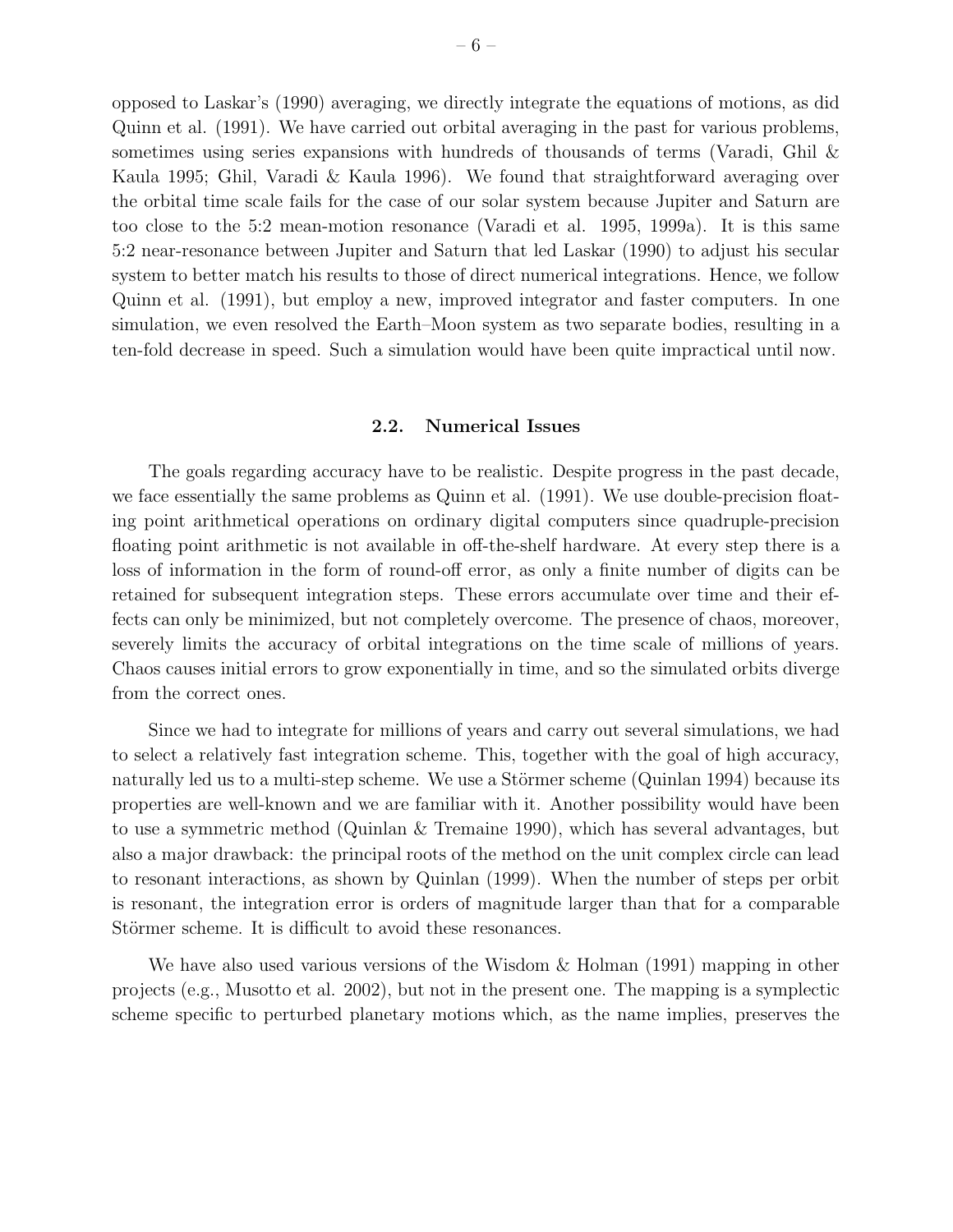opposed to Laskar's (1990) averaging, we directly integrate the equations of motions, as did Quinn et al. (1991). We have carried out orbital averaging in the past for various problems, sometimes using series expansions with hundreds of thousands of terms (Varadi, Ghil & Kaula 1995; Ghil, Varadi & Kaula 1996). We found that straightforward averaging over the orbital time scale fails for the case of our solar system because Jupiter and Saturn are too close to the 5:2 mean-motion resonance (Varadi et al. 1995, 1999a). It is this same 5:2 near-resonance between Jupiter and Saturn that led Laskar (1990) to adjust his secular system to better match his results to those of direct numerical integrations. Hence, we follow Quinn et al. (1991), but employ a new, improved integrator and faster computers. In one simulation, we even resolved the Earth–Moon system as two separate bodies, resulting in a ten-fold decrease in speed. Such a simulation would have been quite impractical until now.

### 2.2. Numerical Issues

The goals regarding accuracy have to be realistic. Despite progress in the past decade, we face essentially the same problems as Quinn et al. (1991). We use double-precision floating point arithmetical operations on ordinary digital computers since quadruple-precision floating point arithmetic is not available in off-the-shelf hardware. At every step there is a loss of information in the form of round-off error, as only a finite number of digits can be retained for subsequent integration steps. These errors accumulate over time and their effects can only be minimized, but not completely overcome. The presence of chaos, moreover, severely limits the accuracy of orbital integrations on the time scale of millions of years. Chaos causes initial errors to grow exponentially in time, and so the simulated orbits diverge from the correct ones.

Since we had to integrate for millions of years and carry out several simulations, we had to select a relatively fast integration scheme. This, together with the goal of high accuracy, naturally led us to a multi-step scheme. We use a Störmer scheme (Quinlan 1994) because its properties are well-known and we are familiar with it. Another possibility would have been to use a symmetric method (Quinlan & Tremaine 1990), which has several advantages, but also a major drawback: the principal roots of the method on the unit complex circle can lead to resonant interactions, as shown by Quinlan (1999). When the number of steps per orbit is resonant, the integration error is orders of magnitude larger than that for a comparable Störmer scheme. It is difficult to avoid these resonances.

We have also used various versions of the Wisdom & Holman (1991) mapping in other projects (e.g., Musotto et al. 2002), but not in the present one. The mapping is a symplectic scheme specific to perturbed planetary motions which, as the name implies, preserves the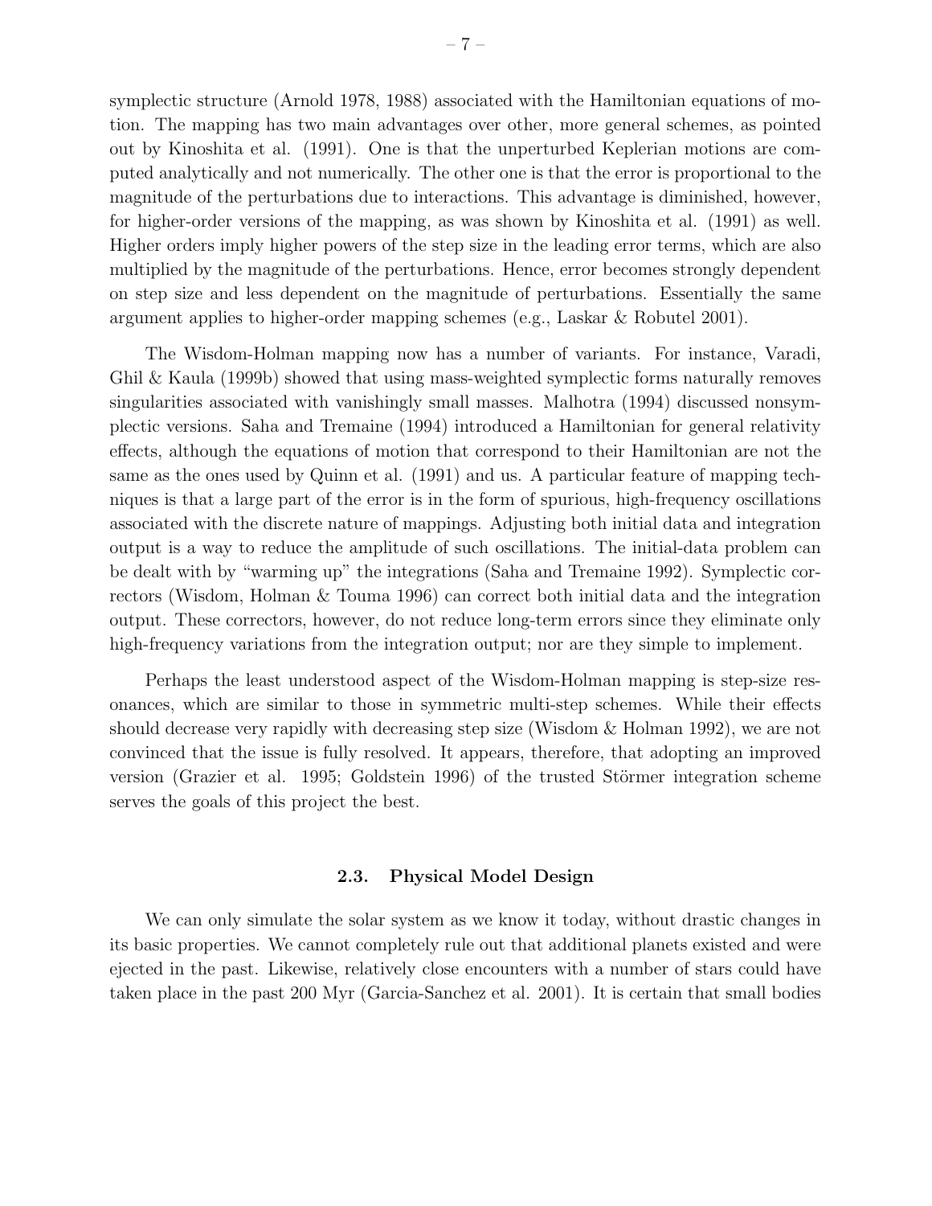symplectic structure (Arnold 1978, 1988) associated with the Hamiltonian equations of motion. The mapping has two main advantages over other, more general schemes, as pointed out by Kinoshita et al. (1991). One is that the unperturbed Keplerian motions are computed analytically and not numerically. The other one is that the error is proportional to the magnitude of the perturbations due to interactions. This advantage is diminished, however, for higher-order versions of the mapping, as was shown by Kinoshita et al. (1991) as well. Higher orders imply higher powers of the step size in the leading error terms, which are also multiplied by the magnitude of the perturbations. Hence, error becomes strongly dependent on step size and less dependent on the magnitude of perturbations. Essentially the same argument applies to higher-order mapping schemes (e.g., Laskar & Robutel 2001).

The Wisdom-Holman mapping now has a number of variants. For instance, Varadi, Ghil & Kaula (1999b) showed that using mass-weighted symplectic forms naturally removes singularities associated with vanishingly small masses. Malhotra (1994) discussed nonsymplectic versions. Saha and Tremaine (1994) introduced a Hamiltonian for general relativity effects, although the equations of motion that correspond to their Hamiltonian are not the same as the ones used by Quinn et al. (1991) and us. A particular feature of mapping techniques is that a large part of the error is in the form of spurious, high-frequency oscillations associated with the discrete nature of mappings. Adjusting both initial data and integration output is a way to reduce the amplitude of such oscillations. The initial-data problem can be dealt with by "warming up" the integrations (Saha and Tremaine 1992). Symplectic correctors (Wisdom, Holman & Touma 1996) can correct both initial data and the integration output. These correctors, however, do not reduce long-term errors since they eliminate only high-frequency variations from the integration output; nor are they simple to implement.

Perhaps the least understood aspect of the Wisdom-Holman mapping is step-size resonances, which are similar to those in symmetric multi-step schemes. While their effects should decrease very rapidly with decreasing step size (Wisdom & Holman 1992), we are not convinced that the issue is fully resolved. It appears, therefore, that adopting an improved version (Grazier et al. 1995; Goldstein 1996) of the trusted Störmer integration scheme serves the goals of this project the best.

### 2.3. Physical Model Design

We can only simulate the solar system as we know it today, without drastic changes in its basic properties. We cannot completely rule out that additional planets existed and were ejected in the past. Likewise, relatively close encounters with a number of stars could have taken place in the past 200 Myr (Garcia-Sanchez et al. 2001). It is certain that small bodies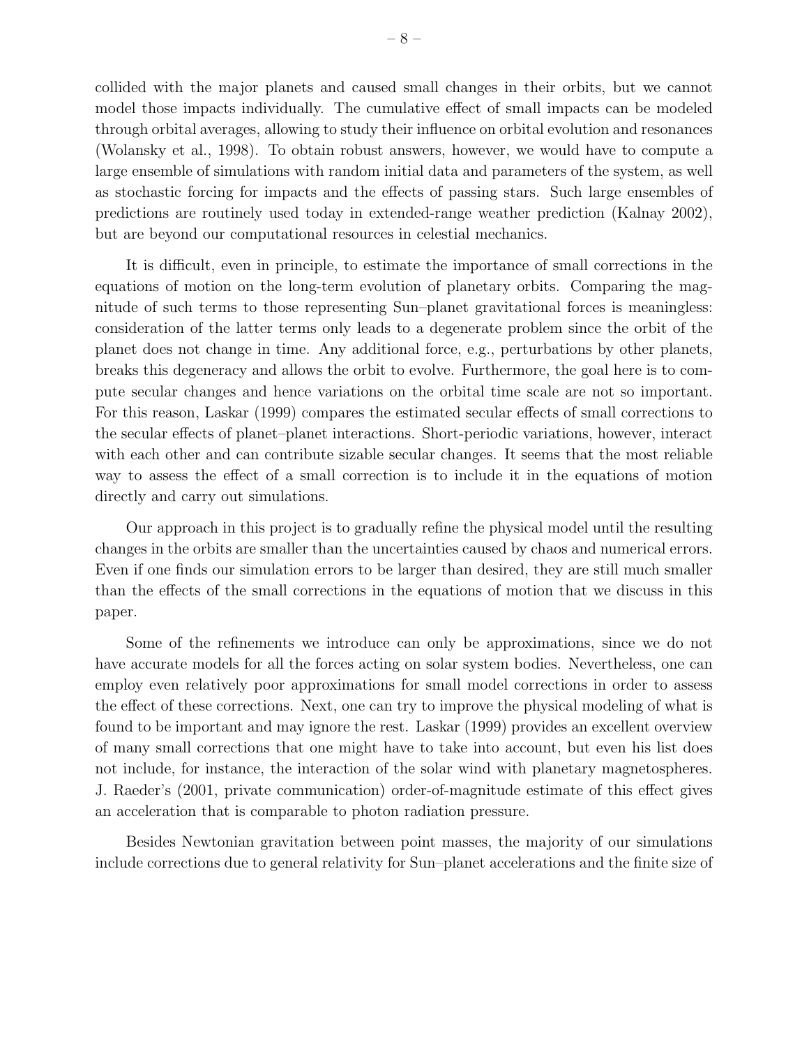collided with the major planets and caused small changes in their orbits, but we cannot model those impacts individually. The cumulative effect of small impacts can be modeled through orbital averages, allowing to study their influence on orbital evolution and resonances (Wolansky et al., 1998). To obtain robust answers, however, we would have to compute a large ensemble of simulations with random initial data and parameters of the system, as well as stochastic forcing for impacts and the effects of passing stars. Such large ensembles of predictions are routinely used today in extended-range weather prediction (Kalnay 2002), but are beyond our computational resources in celestial mechanics.

It is difficult, even in principle, to estimate the importance of small corrections in the equations of motion on the long-term evolution of planetary orbits. Comparing the magnitude of such terms to those representing Sun–planet gravitational forces is meaningless: consideration of the latter terms only leads to a degenerate problem since the orbit of the planet does not change in time. Any additional force, e.g., perturbations by other planets, breaks this degeneracy and allows the orbit to evolve. Furthermore, the goal here is to compute secular changes and hence variations on the orbital time scale are not so important. For this reason, Laskar (1999) compares the estimated secular effects of small corrections to the secular effects of planet–planet interactions. Short-periodic variations, however, interact with each other and can contribute sizable secular changes. It seems that the most reliable way to assess the effect of a small correction is to include it in the equations of motion directly and carry out simulations.

Our approach in this project is to gradually refine the physical model until the resulting changes in the orbits are smaller than the uncertainties caused by chaos and numerical errors. Even if one finds our simulation errors to be larger than desired, they are still much smaller than the effects of the small corrections in the equations of motion that we discuss in this paper.

Some of the refinements we introduce can only be approximations, since we do not have accurate models for all the forces acting on solar system bodies. Nevertheless, one can employ even relatively poor approximations for small model corrections in order to assess the effect of these corrections. Next, one can try to improve the physical modeling of what is found to be important and may ignore the rest. Laskar (1999) provides an excellent overview of many small corrections that one might have to take into account, but even his list does not include, for instance, the interaction of the solar wind with planetary magnetospheres. J. Raeder's (2001, private communication) order-of-magnitude estimate of this effect gives an acceleration that is comparable to photon radiation pressure.

Besides Newtonian gravitation between point masses, the majority of our simulations include corrections due to general relativity for Sun–planet accelerations and the finite size of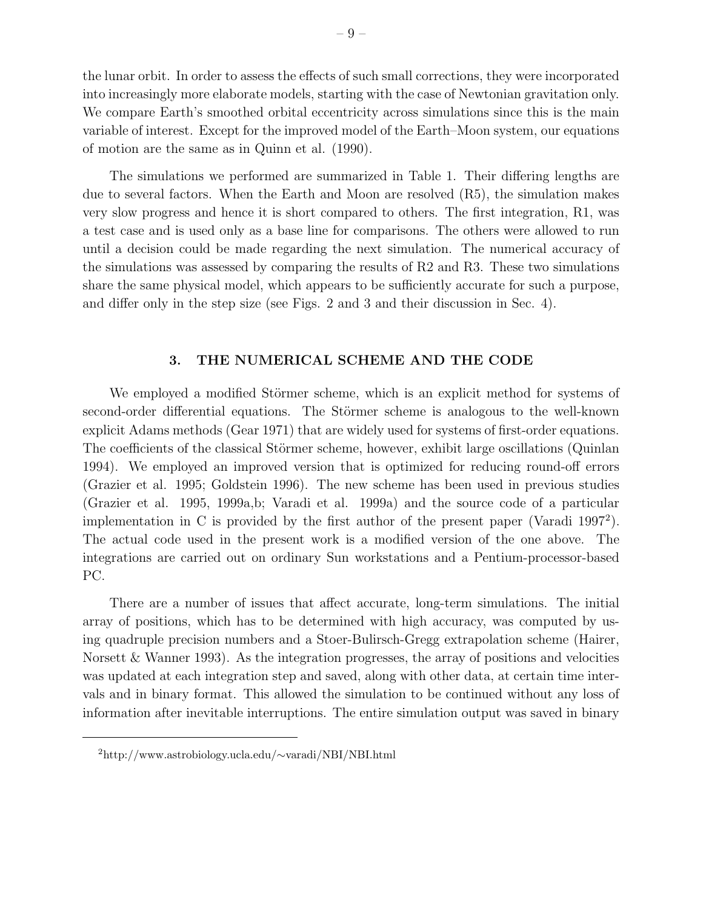the lunar orbit. In order to assess the effects of such small corrections, they were incorporated into increasingly more elaborate models, starting with the case of Newtonian gravitation only. We compare Earth's smoothed orbital eccentricity across simulations since this is the main variable of interest. Except for the improved model of the Earth–Moon system, our equations of motion are the same as in Quinn et al. (1990).

The simulations we performed are summarized in Table 1. Their differing lengths are due to several factors. When the Earth and Moon are resolved (R5), the simulation makes very slow progress and hence it is short compared to others. The first integration, R1, was a test case and is used only as a base line for comparisons. The others were allowed to run until a decision could be made regarding the next simulation. The numerical accuracy of the simulations was assessed by comparing the results of R2 and R3. These two simulations share the same physical model, which appears to be sufficiently accurate for such a purpose, and differ only in the step size (see Figs. 2 and 3 and their discussion in Sec. 4).

## 3. THE NUMERICAL SCHEME AND THE CODE

We employed a modified Störmer scheme, which is an explicit method for systems of second-order differential equations. The Störmer scheme is analogous to the well-known explicit Adams methods (Gear 1971) that are widely used for systems of first-order equations. The coefficients of the classical Störmer scheme, however, exhibit large oscillations (Quinlan 1994). We employed an improved version that is optimized for reducing round-off errors (Grazier et al. 1995; Goldstein 1996). The new scheme has been used in previous studies (Grazier et al. 1995, 1999a,b; Varadi et al. 1999a) and the source code of a particular implementation in C is provided by the first author of the present paper (Varadi 1997[2]). The actual code used in the present work is a modified version of the one above. The integrations are carried out on ordinary Sun workstations and a Pentium-processor-based PC.

There are a number of issues that affect accurate, long-term simulations. The initial array of positions, which has to be determined with high accuracy, was computed by using quadruple precision numbers and a Stoer-Bulirsch-Gregg extrapolation scheme (Hairer, Norsett & Wanner 1993). As the integration progresses, the array of positions and velocities was updated at each integration step and saved, along with other data, at certain time intervals and in binary format. This allowed the simulation to be continued without any loss of information after inevitable interruptions. The entire simulation output was saved in binary

[2] http://www.astrobiology.ucla.edu/∼varadi/NBI/NBI.html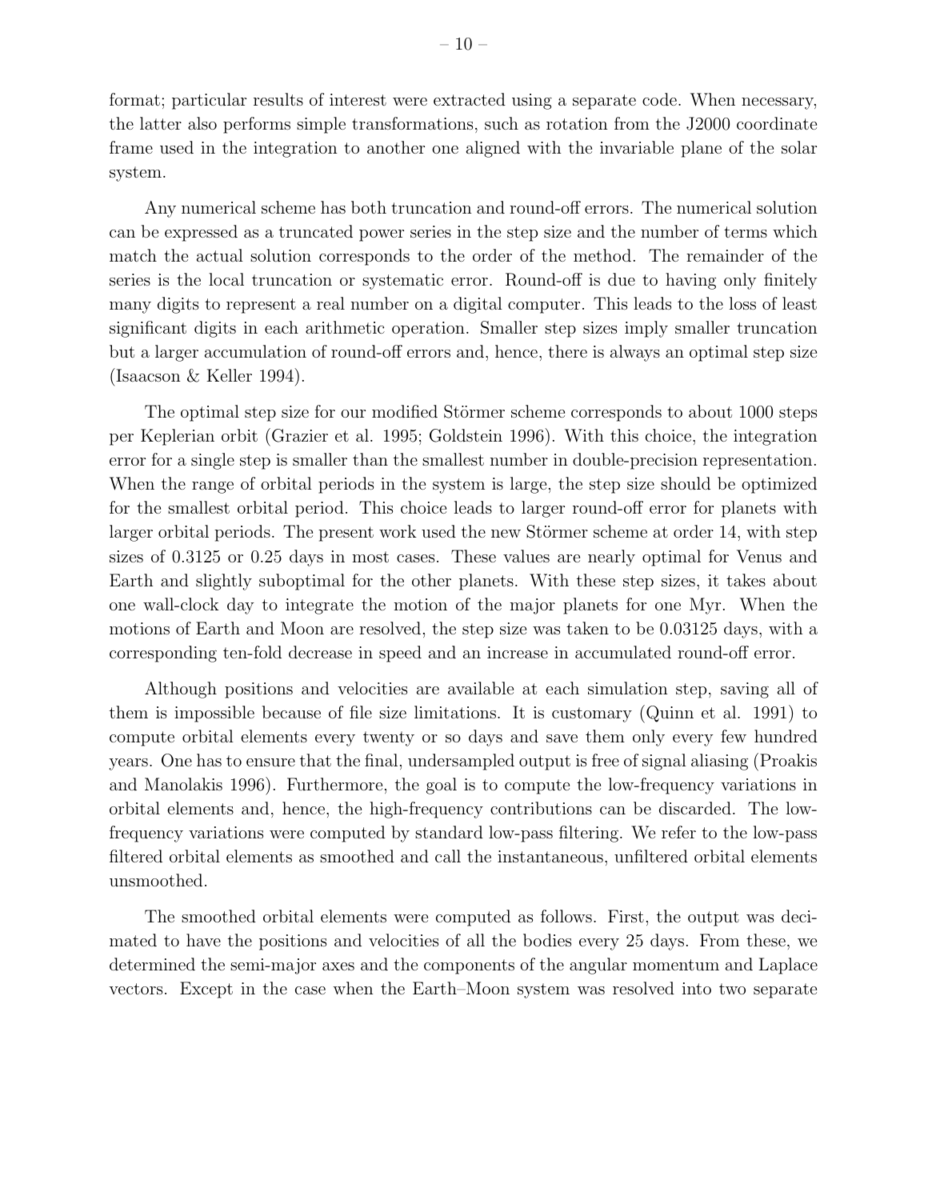format; particular results of interest were extracted using a separate code. When necessary, the latter also performs simple transformations, such as rotation from the J2000 coordinate frame used in the integration to another one aligned with the invariable plane of the solar system.

Any numerical scheme has both truncation and round-off errors. The numerical solution can be expressed as a truncated power series in the step size and the number of terms which match the actual solution corresponds to the order of the method. The remainder of the series is the local truncation or systematic error. Round-off is due to having only finitely many digits to represent a real number on a digital computer. This leads to the loss of least significant digits in each arithmetic operation. Smaller step sizes imply smaller truncation but a larger accumulation of round-off errors and, hence, there is always an optimal step size (Isaacson & Keller 1994).

The optimal step size for our modified Störmer scheme corresponds to about 1000 steps per Keplerian orbit (Grazier et al. 1995; Goldstein 1996). With this choice, the integration error for a single step is smaller than the smallest number in double-precision representation. When the range of orbital periods in the system is large, the step size should be optimized for the smallest orbital period. This choice leads to larger round-off error for planets with larger orbital periods. The present work used the new Störmer scheme at order 14, with step sizes of 0.3125 or 0.25 days in most cases. These values are nearly optimal for Venus and Earth and slightly suboptimal for the other planets. With these step sizes, it takes about one wall-clock day to integrate the motion of the major planets for one Myr. When the motions of Earth and Moon are resolved, the step size was taken to be 0.03125 days, with a corresponding ten-fold decrease in speed and an increase in accumulated round-off error.

Although positions and velocities are available at each simulation step, saving all of them is impossible because of file size limitations. It is customary (Quinn et al. 1991) to compute orbital elements every twenty or so days and save them only every few hundred years. One has to ensure that the final, undersampled output is free of signal aliasing (Proakis and Manolakis 1996). Furthermore, the goal is to compute the low-frequency variations in orbital elements and, hence, the high-frequency contributions can be discarded. The low-frequency variations were computed by standard low-pass filtering. We refer to the low-pass filtered orbital elements as smoothed and call the instantaneous, unfiltered orbital elements unsmoothed.

The smoothed orbital elements were computed as follows. First, the output was decimated to have the positions and velocities of all the bodies every 25 days. From these, we determined the semi-major axes and the components of the angular momentum and Laplace vectors. Except in the case when the Earth–Moon system was resolved into two separate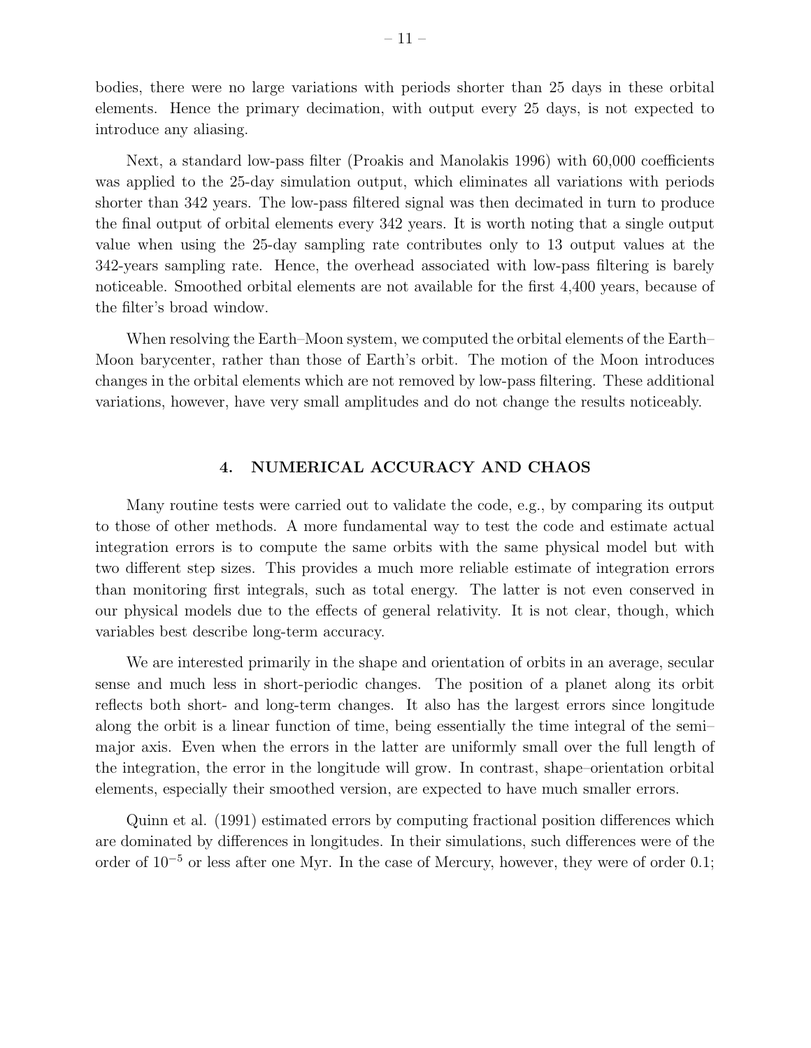bodies, there were no large variations with periods shorter than 25 days in these orbital elements. Hence the primary decimation, with output every 25 days, is not expected to introduce any aliasing.

Next, a standard low-pass filter (Proakis and Manolakis 1996) with 60,000 coefficients was applied to the 25-day simulation output, which eliminates all variations with periods shorter than 342 years. The low-pass filtered signal was then decimated in turn to produce the final output of orbital elements every 342 years. It is worth noting that a single output value when using the 25-day sampling rate contributes only to 13 output values at the 342-years sampling rate. Hence, the overhead associated with low-pass filtering is barely noticeable. Smoothed orbital elements are not available for the first 4,400 years, because of the filter's broad window.

When resolving the Earth–Moon system, we computed the orbital elements of the Earth–Moon barycenter, rather than those of Earth's orbit. The motion of the Moon introduces changes in the orbital elements which are not removed by low-pass filtering. These additional variations, however, have very small amplitudes and do not change the results noticeably.

## 4. NUMERICAL ACCURACY AND CHAOS

Many routine tests were carried out to validate the code, e.g., by comparing its output to those of other methods. A more fundamental way to test the code and estimate actual integration errors is to compute the same orbits with the same physical model but with two different step sizes. This provides a much more reliable estimate of integration errors than monitoring first integrals, such as total energy. The latter is not even conserved in our physical models due to the effects of general relativity. It is not clear, though, which variables best describe long-term accuracy.

We are interested primarily in the shape and orientation of orbits in an average, secular sense and much less in short-periodic changes. The position of a planet along its orbit reflects both short- and long-term changes. It also has the largest errors since longitude along the orbit is a linear function of time, being essentially the time integral of the semi–major axis. Even when the errors in the latter are uniformly small over the full length of the integration, the error in the longitude will grow. In contrast, shape–orientation orbital elements, especially their smoothed version, are expected to have much smaller errors.

Quinn et al. (1991) estimated errors by computing fractional position differences which are dominated by differences in longitudes. In their simulations, such differences were of the order of $10^{-5}$ or less after one Myr. In the case of Mercury, however, they were of order 0.1;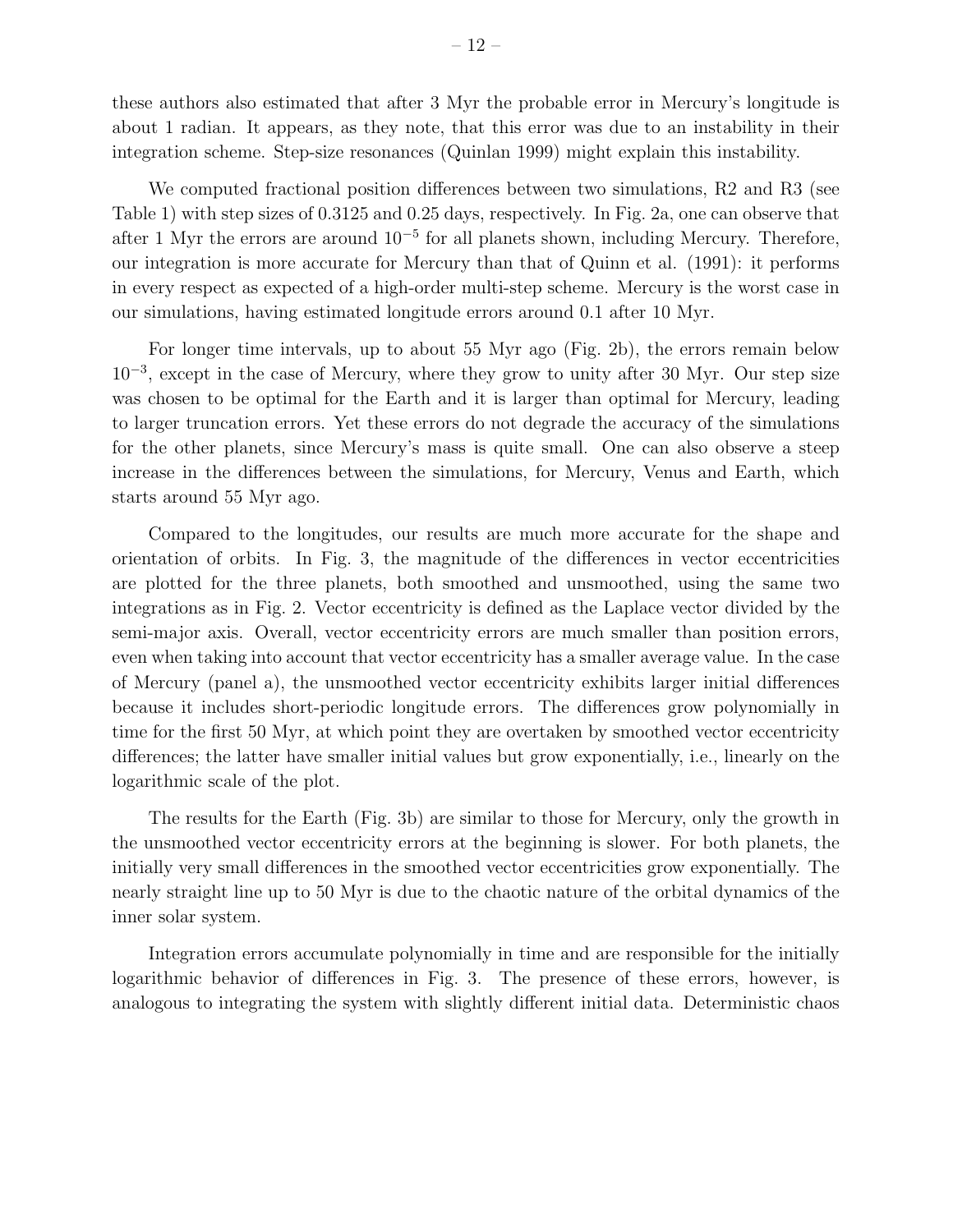these authors also estimated that after 3 Myr the probable error in Mercury's longitude is about 1 radian. It appears, as they note, that this error was due to an instability in their integration scheme. Step-size resonances (Quinlan 1999) might explain this instability.

We computed fractional position differences between two simulations, R2 and R3 (see Table 1) with step sizes of 0.3125 and 0.25 days, respectively. In Fig. 2a, one can observe that after 1 Myr the errors are around $10^{-5}$ for all planets shown, including Mercury. Therefore, our integration is more accurate for Mercury than that of Quinn et al. (1991): it performs in every respect as expected of a high-order multi-step scheme. Mercury is the worst case in our simulations, having estimated longitude errors around 0.1 after 10 Myr.

For longer time intervals, up to about 55 Myr ago (Fig. 2b), the errors remain below $10^{-3}$, except in the case of Mercury, where they grow to unity after 30 Myr. Our step size was chosen to be optimal for the Earth and it is larger than optimal for Mercury, leading to larger truncation errors. Yet these errors do not degrade the accuracy of the simulations for the other planets, since Mercury's mass is quite small. One can also observe a steep increase in the differences between the simulations, for Mercury, Venus and Earth, which starts around 55 Myr ago.

Compared to the longitudes, our results are much more accurate for the shape and orientation of orbits. In Fig. 3, the magnitude of the differences in vector eccentricities are plotted for the three planets, both smoothed and unsmoothed, using the same two integrations as in Fig. 2. Vector eccentricity is defined as the Laplace vector divided by the semi-major axis. Overall, vector eccentricity errors are much smaller than position errors, even when taking into account that vector eccentricity has a smaller average value. In the case of Mercury (panel a), the unsmoothed vector eccentricity exhibits larger initial differences because it includes short-periodic longitude errors. The differences grow polynomially in time for the first 50 Myr, at which point they are overtaken by smoothed vector eccentricity differences; the latter have smaller initial values but grow exponentially, i.e., linearly on the logarithmic scale of the plot.

The results for the Earth (Fig. 3b) are similar to those for Mercury, only the growth in the unsmoothed vector eccentricity errors at the beginning is slower. For both planets, the initially very small differences in the smoothed vector eccentricities grow exponentially. The nearly straight line up to 50 Myr is due to the chaotic nature of the orbital dynamics of the inner solar system.

Integration errors accumulate polynomially in time and are responsible for the initially logarithmic behavior of differences in Fig. 3. The presence of these errors, however, is analogous to integrating the system with slightly different initial data. Deterministic chaos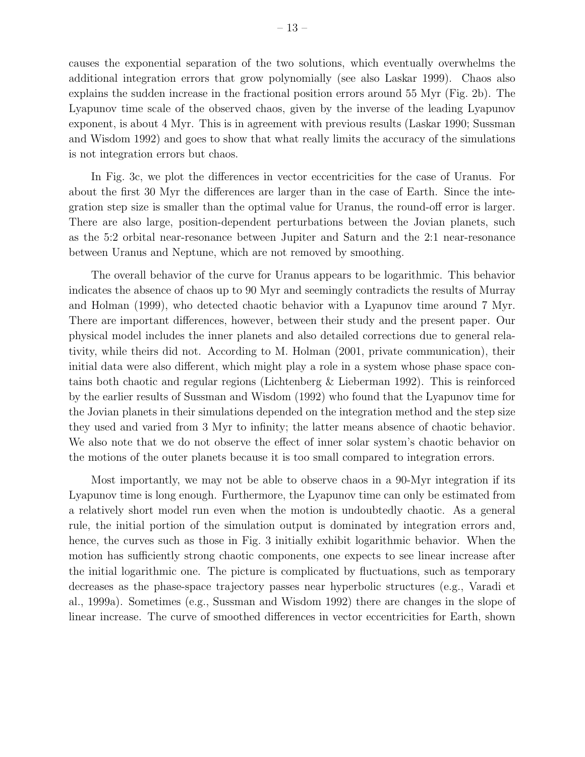causes the exponential separation of the two solutions, which eventually overwhelms the additional integration errors that grow polynomially (see also Laskar 1999). Chaos also explains the sudden increase in the fractional position errors around 55 Myr (Fig. 2b). The Lyapunov time scale of the observed chaos, given by the inverse of the leading Lyapunov exponent, is about 4 Myr. This is in agreement with previous results (Laskar 1990; Sussman and Wisdom 1992) and goes to show that what really limits the accuracy of the simulations is not integration errors but chaos.

In Fig. 3c, we plot the differences in vector eccentricities for the case of Uranus. For about the first 30 Myr the differences are larger than in the case of Earth. Since the integration step size is smaller than the optimal value for Uranus, the round-off error is larger. There are also large, position-dependent perturbations between the Jovian planets, such as the 5:2 orbital near-resonance between Jupiter and Saturn and the 2:1 near-resonance between Uranus and Neptune, which are not removed by smoothing.

The overall behavior of the curve for Uranus appears to be logarithmic. This behavior indicates the absence of chaos up to 90 Myr and seemingly contradicts the results of Murray and Holman (1999), who detected chaotic behavior with a Lyapunov time around 7 Myr. There are important differences, however, between their study and the present paper. Our physical model includes the inner planets and also detailed corrections due to general relativity, while theirs did not. According to M. Holman (2001, private communication), their initial data were also different, which might play a role in a system whose phase space contains both chaotic and regular regions (Lichtenberg & Lieberman 1992). This is reinforced by the earlier results of Sussman and Wisdom (1992) who found that the Lyapunov time for the Jovian planets in their simulations depended on the integration method and the step size they used and varied from 3 Myr to infinity; the latter means absence of chaotic behavior. We also note that we do not observe the effect of inner solar system's chaotic behavior on the motions of the outer planets because it is too small compared to integration errors.

Most importantly, we may not be able to observe chaos in a 90-Myr integration if its Lyapunov time is long enough. Furthermore, the Lyapunov time can only be estimated from a relatively short model run even when the motion is undoubtedly chaotic. As a general rule, the initial portion of the simulation output is dominated by integration errors and, hence, the curves such as those in Fig. 3 initially exhibit logarithmic behavior. When the motion has sufficiently strong chaotic components, one expects to see linear increase after the initial logarithmic one. The picture is complicated by fluctuations, such as temporary decreases as the phase-space trajectory passes near hyperbolic structures (e.g., Varadi et al., 1999a). Sometimes (e.g., Sussman and Wisdom 1992) there are changes in the slope of linear increase. The curve of smoothed differences in vector eccentricities for Earth, shown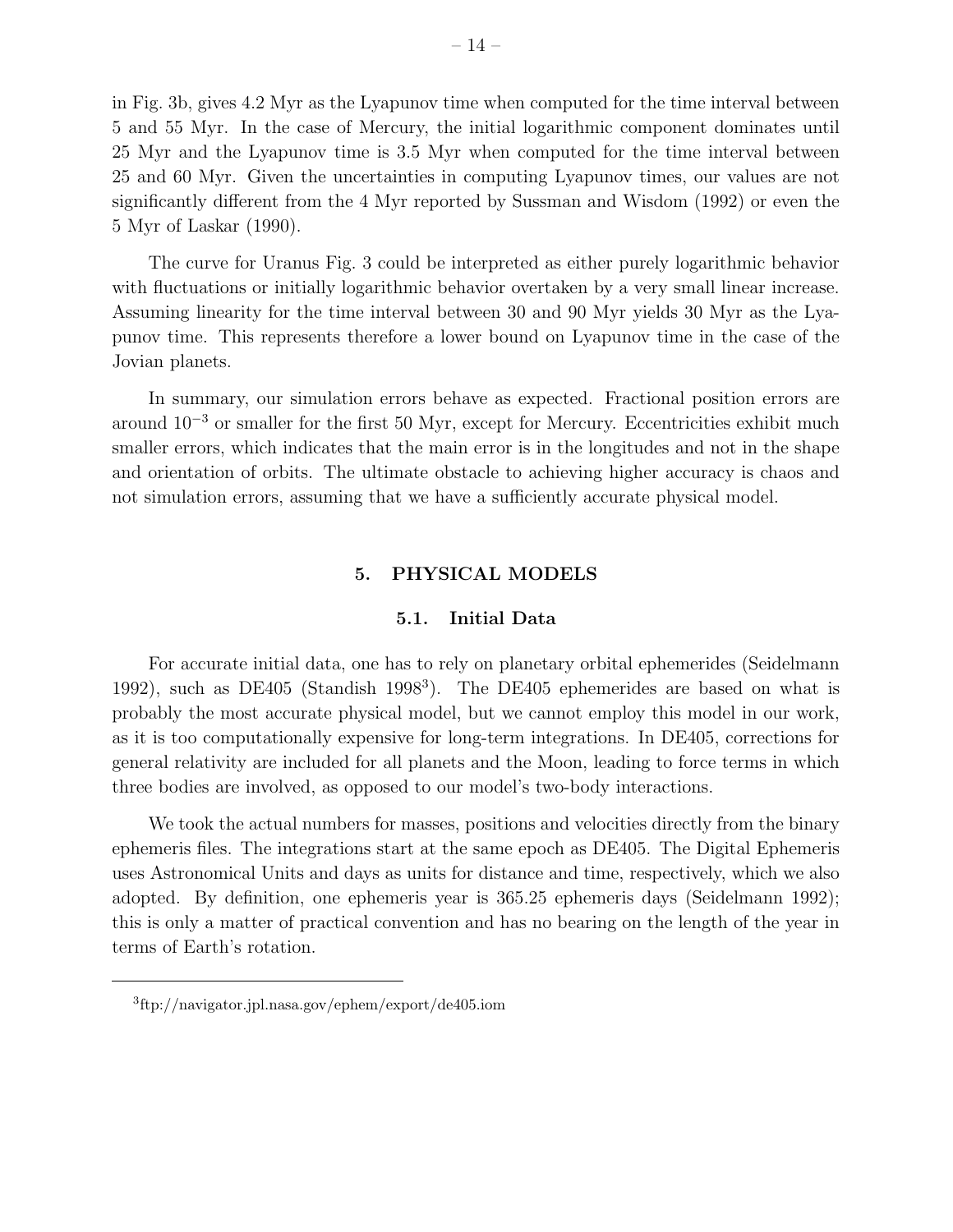in Fig. 3b, gives 4.2 Myr as the Lyapunov time when computed for the time interval between 5 and 55 Myr. In the case of Mercury, the initial logarithmic component dominates until 25 Myr and the Lyapunov time is 3.5 Myr when computed for the time interval between 25 and 60 Myr. Given the uncertainties in computing Lyapunov times, our values are not significantly different from the 4 Myr reported by Sussman and Wisdom (1992) or even the 5 Myr of Laskar (1990).

The curve for Uranus Fig. 3 could be interpreted as either purely logarithmic behavior with fluctuations or initially logarithmic behavior overtaken by a very small linear increase. Assuming linearity for the time interval between 30 and 90 Myr yields 30 Myr as the Lyapunov time. This represents therefore a lower bound on Lyapunov time in the case of the Jovian planets.

In summary, our simulation errors behave as expected. Fractional position errors are around $10^{-3}$ or smaller for the first 50 Myr, except for Mercury. Eccentricities exhibit much smaller errors, which indicates that the main error is in the longitudes and not in the shape and orientation of orbits. The ultimate obstacle to achieving higher accuracy is chaos and not simulation errors, assuming that we have a sufficiently accurate physical model.

## 5. PHYSICAL MODELS

### 5.1. Initial Data

For accurate initial data, one has to rely on planetary orbital ephemerides (Seidelmann 1992), such as DE405 (Standish 1998[3]). The DE405 ephemerides are based on what is probably the most accurate physical model, but we cannot employ this model in our work, as it is too computationally expensive for long-term integrations. In DE405, corrections for general relativity are included for all planets and the Moon, leading to force terms in which three bodies are involved, as opposed to our model's two-body interactions.

We took the actual numbers for masses, positions and velocities directly from the binary ephemeris files. The integrations start at the same epoch as DE405. The Digital Ephemeris uses Astronomical Units and days as units for distance and time, respectively, which we also adopted. By definition, one ephemeris year is 365.25 ephemeris days (Seidelmann 1992); this is only a matter of practical convention and has no bearing on the length of the year in terms of Earth's rotation.

---

[3]ftp://navigator.jpl.nasa.gov/ephem/export/de405.iom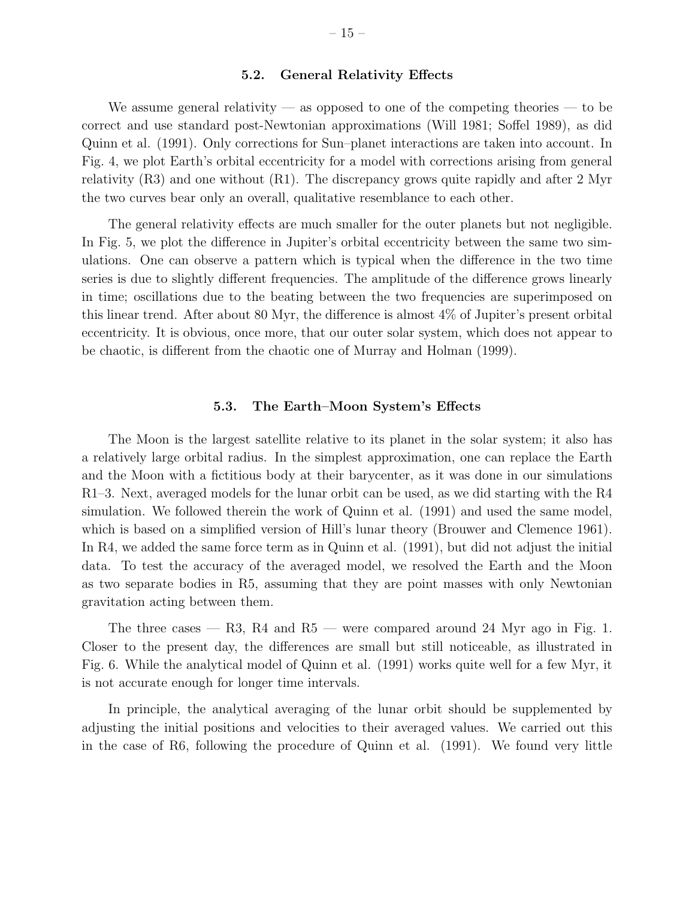### 5.2. General Relativity Effects

We assume general relativity — as opposed to one of the competing theories — to be correct and use standard post-Newtonian approximations (Will 1981; Soffel 1989), as did Quinn et al. (1991). Only corrections for Sun–planet interactions are taken into account. In Fig. 4, we plot Earth's orbital eccentricity for a model with corrections arising from general relativity (R3) and one without (R1). The discrepancy grows quite rapidly and after 2 Myr the two curves bear only an overall, qualitative resemblance to each other.

The general relativity effects are much smaller for the outer planets but not negligible. In Fig. 5, we plot the difference in Jupiter's orbital eccentricity between the same two simulations. One can observe a pattern which is typical when the difference in the two time series is due to slightly different frequencies. The amplitude of the difference grows linearly in time; oscillations due to the beating between the two frequencies are superimposed on this linear trend. After about 80 Myr, the difference is almost 4% of Jupiter's present orbital eccentricity. It is obvious, once more, that our outer solar system, which does not appear to be chaotic, is different from the chaotic one of Murray and Holman (1999).

### 5.3. The Earth–Moon System's Effects

The Moon is the largest satellite relative to its planet in the solar system; it also has a relatively large orbital radius. In the simplest approximation, one can replace the Earth and the Moon with a fictitious body at their barycenter, as it was done in our simulations R1–3. Next, averaged models for the lunar orbit can be used, as we did starting with the R4 simulation. We followed therein the work of Quinn et al. (1991) and used the same model, which is based on a simplified version of Hill's lunar theory (Brouwer and Clemence 1961). In R4, we added the same force term as in Quinn et al. (1991), but did not adjust the initial data. To test the accuracy of the averaged model, we resolved the Earth and the Moon as two separate bodies in R5, assuming that they are point masses with only Newtonian gravitation acting between them.

The three cases — R3, R4 and R5 — were compared around 24 Myr ago in Fig. 1. Closer to the present day, the differences are small but still noticeable, as illustrated in Fig. 6. While the analytical model of Quinn et al. (1991) works quite well for a few Myr, it is not accurate enough for longer time intervals.

In principle, the analytical averaging of the lunar orbit should be supplemented by adjusting the initial positions and velocities to their averaged values. We carried out this in the case of R6, following the procedure of Quinn et al. (1991). We found very little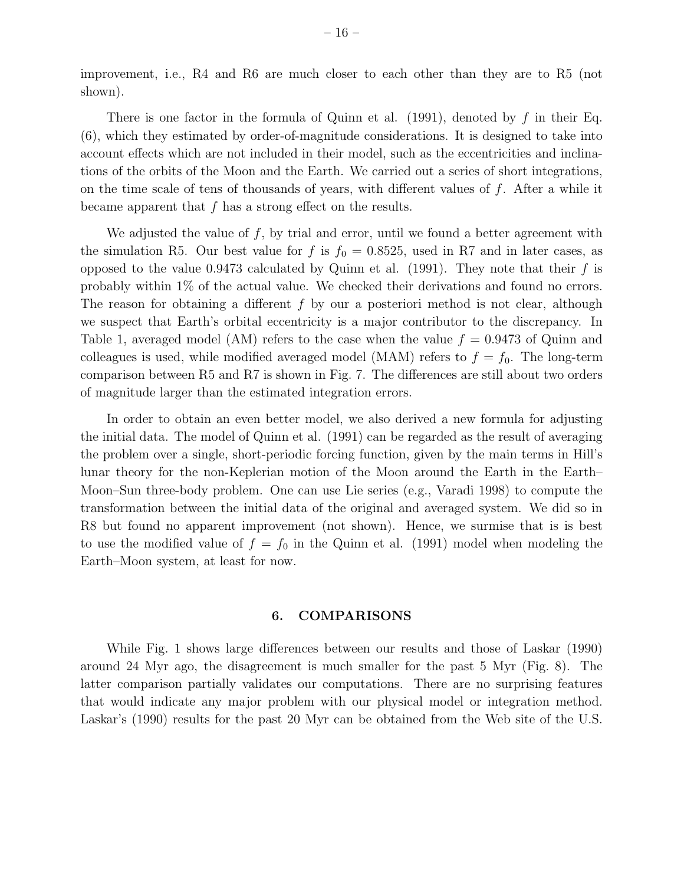improvement, i.e., R4 and R6 are much closer to each other than they are to R5 (not shown).

There is one factor in the formula of Quinn et al. (1991), denoted by $f$ in their Eq. (6), which they estimated by order-of-magnitude considerations. It is designed to take into account effects which are not included in their model, such as the eccentricities and inclinations of the orbits of the Moon and the Earth. We carried out a series of short integrations, on the time scale of tens of thousands of years, with different values of $f$. After a while it became apparent that $f$ has a strong effect on the results.

We adjusted the value of $f$, by trial and error, until we found a better agreement with the simulation R5. Our best value for $f$ is $f_0 = 0.8525$, used in R7 and in later cases, as opposed to the value 0.9473 calculated by Quinn et al. (1991). They note that their $f$ is probably within 1% of the actual value. We checked their derivations and found no errors. The reason for obtaining a different $f$ by our a posteriori method is not clear, although we suspect that Earth's orbital eccentricity is a major contributor to the discrepancy. In Table 1, averaged model (AM) refers to the case when the value $f = 0.9473$ of Quinn and colleagues is used, while modified averaged model (MAM) refers to $f = f_0$. The long-term comparison between R5 and R7 is shown in Fig. 7. The differences are still about two orders of magnitude larger than the estimated integration errors.

In order to obtain an even better model, we also derived a new formula for adjusting the initial data. The model of Quinn et al. (1991) can be regarded as the result of averaging the problem over a single, short-periodic forcing function, given by the main terms in Hill's lunar theory for the non-Keplerian motion of the Moon around the Earth in the Earth–Moon–Sun three-body problem. One can use Lie series (e.g., Varadi 1998) to compute the transformation between the initial data of the original and averaged system. We did so in R8 but found no apparent improvement (not shown). Hence, we surmise that is is best to use the modified value of $f = f_0$ in the Quinn et al. (1991) model when modeling the Earth–Moon system, at least for now.

## 6. COMPARISONS

While Fig. 1 shows large differences between our results and those of Laskar (1990) around 24 Myr ago, the disagreement is much smaller for the past 5 Myr (Fig. 8). The latter comparison partially validates our computations. There are no surprising features that would indicate any major problem with our physical model or integration method. Laskar's (1990) results for the past 20 Myr can be obtained from the Web site of the U.S.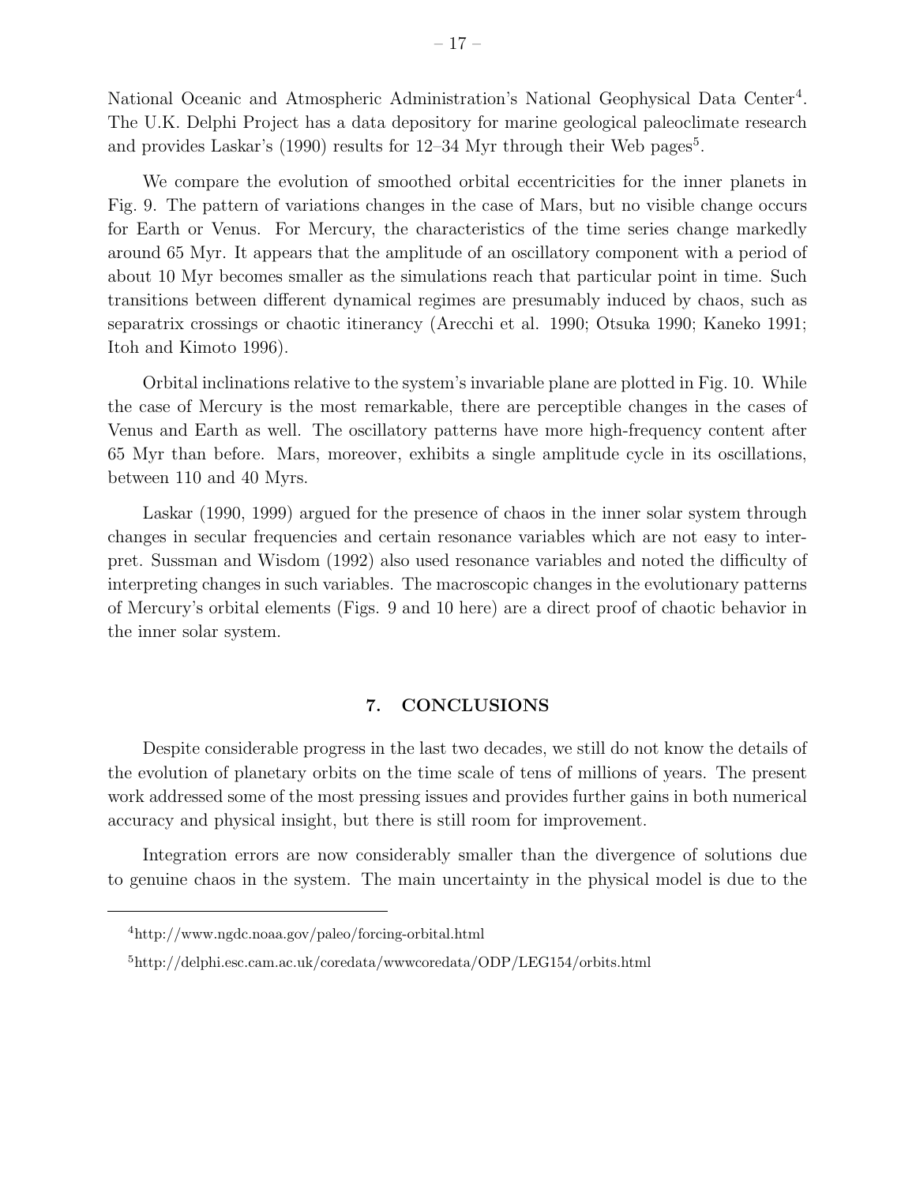National Oceanic and Atmospheric Administration's National Geophysical Data Center[4]. The U.K. Delphi Project has a data depository for marine geological paleoclimate research and provides Laskar's (1990) results for 12–34 Myr through their Web pages[5].

We compare the evolution of smoothed orbital eccentricities for the inner planets in Fig. 9. The pattern of variations changes in the case of Mars, but no visible change occurs for Earth or Venus. For Mercury, the characteristics of the time series change markedly around 65 Myr. It appears that the amplitude of an oscillatory component with a period of about 10 Myr becomes smaller as the simulations reach that particular point in time. Such transitions between different dynamical regimes are presumably induced by chaos, such as separatrix crossings or chaotic itinerancy (Arecchi et al. 1990; Otsuka 1990; Kaneko 1991; Itoh and Kimoto 1996).

Orbital inclinations relative to the system's invariable plane are plotted in Fig. 10. While the case of Mercury is the most remarkable, there are perceptible changes in the cases of Venus and Earth as well. The oscillatory patterns have more high-frequency content after 65 Myr than before. Mars, moreover, exhibits a single amplitude cycle in its oscillations, between 110 and 40 Myrs.

Laskar (1990, 1999) argued for the presence of chaos in the inner solar system through changes in secular frequencies and certain resonance variables which are not easy to interpret. Sussman and Wisdom (1992) also used resonance variables and noted the difficulty of interpreting changes in such variables. The macroscopic changes in the evolutionary patterns of Mercury's orbital elements (Figs. 9 and 10 here) are a direct proof of chaotic behavior in the inner solar system.

## 7. CONCLUSIONS

Despite considerable progress in the last two decades, we still do not know the details of the evolution of planetary orbits on the time scale of tens of millions of years. The present work addressed some of the most pressing issues and provides further gains in both numerical accuracy and physical insight, but there is still room for improvement.

Integration errors are now considerably smaller than the divergence of solutions due to genuine chaos in the system. The main uncertainty in the physical model is due to the

---

[4] http://www.ngdc.noaa.gov/paleo/forcing-orbital.html

[5] http://delphi.esc.cam.ac.uk/coredata/wwwcoredata/ODP/LEG154/orbits.html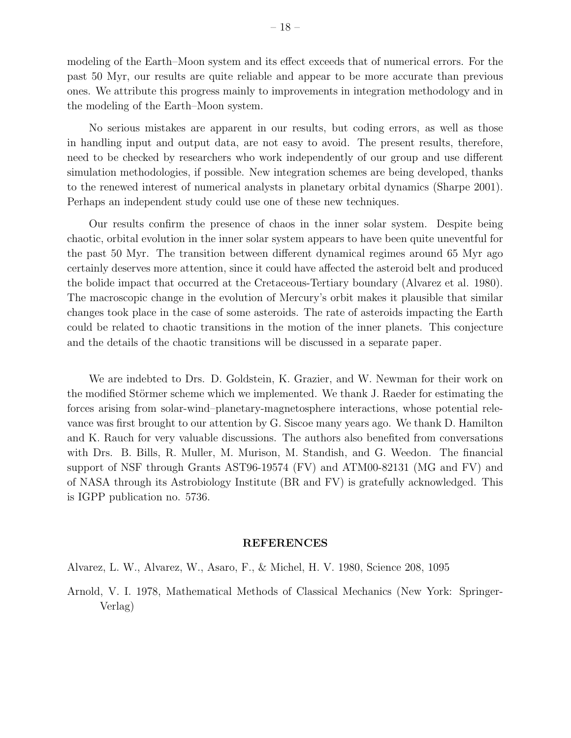modeling of the Earth–Moon system and its effect exceeds that of numerical errors. For the past 50 Myr, our results are quite reliable and appear to be more accurate than previous ones. We attribute this progress mainly to improvements in integration methodology and in the modeling of the Earth–Moon system.

No serious mistakes are apparent in our results, but coding errors, as well as those in handling input and output data, are not easy to avoid. The present results, therefore, need to be checked by researchers who work independently of our group and use different simulation methodologies, if possible. New integration schemes are being developed, thanks to the renewed interest of numerical analysts in planetary orbital dynamics (Sharpe 2001). Perhaps an independent study could use one of these new techniques.

Our results confirm the presence of chaos in the inner solar system. Despite being chaotic, orbital evolution in the inner solar system appears to have been quite uneventful for the past 50 Myr. The transition between different dynamical regimes around 65 Myr ago certainly deserves more attention, since it could have affected the asteroid belt and produced the bolide impact that occurred at the Cretaceous-Tertiary boundary (Alvarez et al. 1980). The macroscopic change in the evolution of Mercury's orbit makes it plausible that similar changes took place in the case of some asteroids. The rate of asteroids impacting the Earth could be related to chaotic transitions in the motion of the inner planets. This conjecture and the details of the chaotic transitions will be discussed in a separate paper.

We are indebted to Drs. D. Goldstein, K. Grazier, and W. Newman for their work on the modified Störmer scheme which we implemented. We thank J. Raeder for estimating the forces arising from solar-wind–planetary-magnetosphere interactions, whose potential relevance was first brought to our attention by G. Siscoe many years ago. We thank D. Hamilton and K. Rauch for very valuable discussions. The authors also benefited from conversations with Drs. B. Bills, R. Muller, M. Murison, M. Standish, and G. Weedon. The financial support of NSF through Grants AST96-19574 (FV) and ATM00-82131 (MG and FV) and of NASA through its Astrobiology Institute (BR and FV) is gratefully acknowledged. This is IGPP publication no. 5736.

## REFERENCES

Alvarez, L. W., Alvarez, W., Asaro, F., & Michel, H. V. 1980, Science 208, 1095

Arnold, V. I. 1978, Mathematical Methods of Classical Mechanics (New York: Springer-Verlag)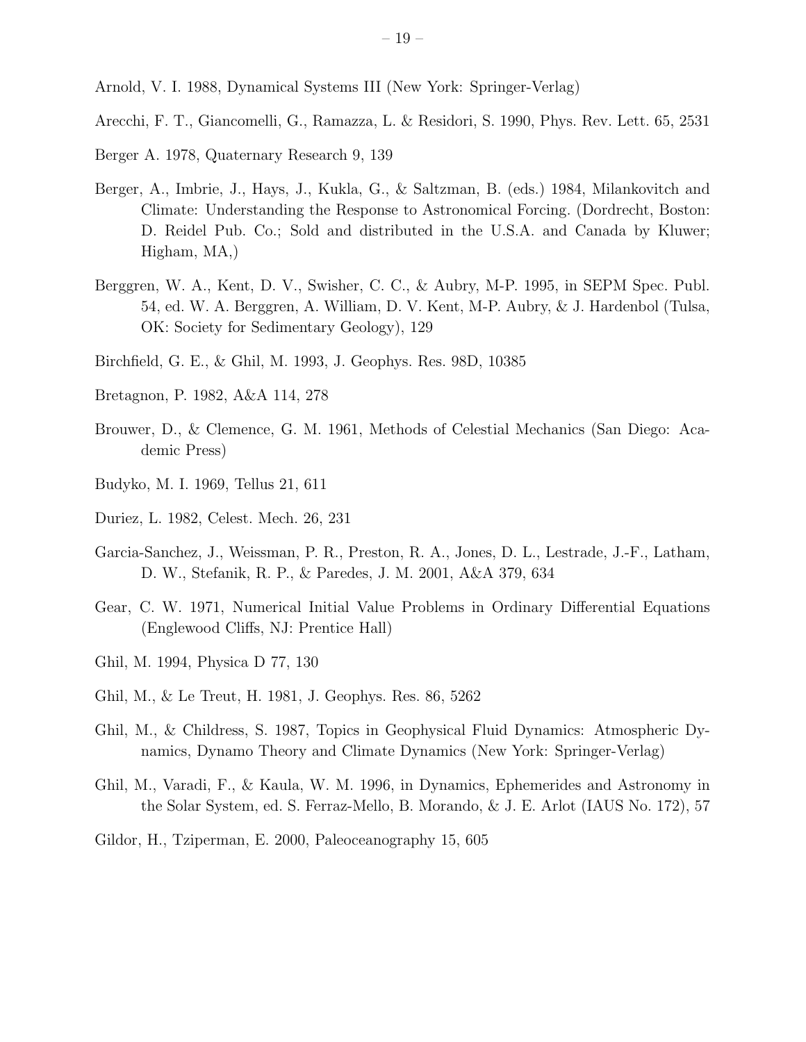Arnold, V. I. 1988, Dynamical Systems III (New York: Springer-Verlag)

Arecchi, F. T., Giancomelli, G., Ramazza, L. & Residori, S. 1990, Phys. Rev. Lett. 65, 2531

Berger A. 1978, Quaternary Research 9, 139

Berger, A., Imbrie, J., Hays, J., Kukla, G., & Saltzman, B. (eds.) 1984, Milankovitch and Climate: Understanding the Response to Astronomical Forcing. (Dordrecht, Boston: D. Reidel Pub. Co.; Sold and distributed in the U.S.A. and Canada by Kluwer; Higham, MA,)

Berggren, W. A., Kent, D. V., Swisher, C. C., & Aubry, M-P. 1995, in SEPM Spec. Publ. 54, ed. W. A. Berggren, A. William, D. V. Kent, M-P. Aubry, & J. Hardenbol (Tulsa, OK: Society for Sedimentary Geology), 129

Birchfield, G. E., & Ghil, M. 1993, J. Geophys. Res. 98D, 10385

Bretagnon, P. 1982, A&A 114, 278

Brouwer, D., & Clemence, G. M. 1961, Methods of Celestial Mechanics (San Diego: Academic Press)

Budyko, M. I. 1969, Tellus 21, 611

Duriez, L. 1982, Celest. Mech. 26, 231

Garcia-Sanchez, J., Weissman, P. R., Preston, R. A., Jones, D. L., Lestrade, J.-F., Latham, D. W., Stefanik, R. P., & Paredes, J. M. 2001, A&A 379, 634

Gear, C. W. 1971, Numerical Initial Value Problems in Ordinary Differential Equations (Englewood Cliffs, NJ: Prentice Hall)

Ghil, M. 1994, Physica D 77, 130

Ghil, M., & Le Treut, H. 1981, J. Geophys. Res. 86, 5262

Ghil, M., & Childress, S. 1987, Topics in Geophysical Fluid Dynamics: Atmospheric Dynamics, Dynamo Theory and Climate Dynamics (New York: Springer-Verlag)

Ghil, M., Varadi, F., & Kaula, W. M. 1996, in Dynamics, Ephemerides and Astronomy in the Solar System, ed. S. Ferraz-Mello, B. Morando, & J. E. Arlot (IAUS No. 172), 57

Gildor, H., Tziperman, E. 2000, Paleoceanography 15, 605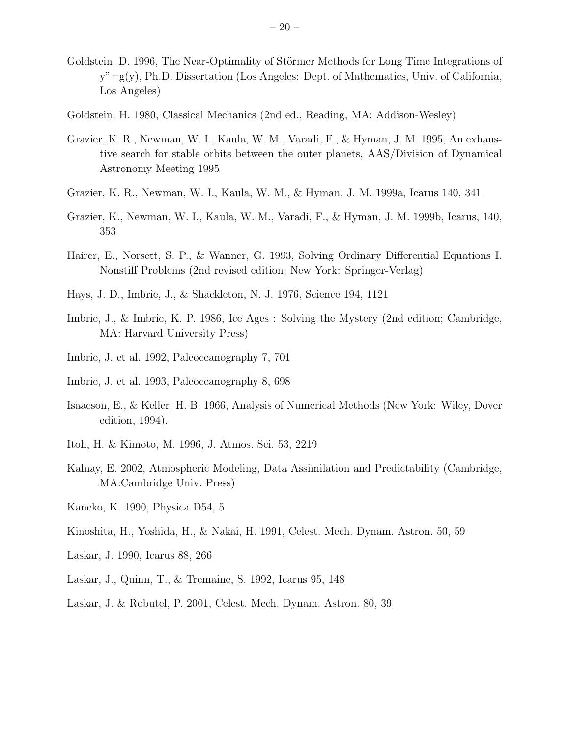Goldstein, D. 1996, The Near-Optimality of Störmer Methods for Long Time Integrations of y"=g(y), Ph.D. Dissertation (Los Angeles: Dept. of Mathematics, Univ. of California, Los Angeles)

Goldstein, H. 1980, Classical Mechanics (2nd ed., Reading, MA: Addison-Wesley)

Grazier, K. R., Newman, W. I., Kaula, W. M., Varadi, F., & Hyman, J. M. 1995, An exhaustive search for stable orbits between the outer planets, AAS/Division of Dynamical Astronomy Meeting 1995

Grazier, K. R., Newman, W. I., Kaula, W. M., & Hyman, J. M. 1999a, Icarus 140, 341

Grazier, K., Newman, W. I., Kaula, W. M., Varadi, F., & Hyman, J. M. 1999b, Icarus, 140, 353

Hairer, E., Norsett, S. P., & Wanner, G. 1993, Solving Ordinary Differential Equations I. Nonstiff Problems (2nd revised edition; New York: Springer-Verlag)

Hays, J. D., Imbrie, J., & Shackleton, N. J. 1976, Science 194, 1121

Imbrie, J., & Imbrie, K. P. 1986, Ice Ages : Solving the Mystery (2nd edition; Cambridge, MA: Harvard University Press)

Imbrie, J. et al. 1992, Paleoceanography 7, 701

Imbrie, J. et al. 1993, Paleoceanography 8, 698

Isaacson, E., & Keller, H. B. 1966, Analysis of Numerical Methods (New York: Wiley, Dover edition, 1994).

Itoh, H. & Kimoto, M. 1996, J. Atmos. Sci. 53, 2219

Kalnay, E. 2002, Atmospheric Modeling, Data Assimilation and Predictability (Cambridge, MA:Cambridge Univ. Press)

Kaneko, K. 1990, Physica D54, 5

Kinoshita, H., Yoshida, H., & Nakai, H. 1991, Celest. Mech. Dynam. Astron. 50, 59

Laskar, J. 1990, Icarus 88, 266

Laskar, J., Quinn, T., & Tremaine, S. 1992, Icarus 95, 148

Laskar, J. & Robutel, P. 2001, Celest. Mech. Dynam. Astron. 80, 39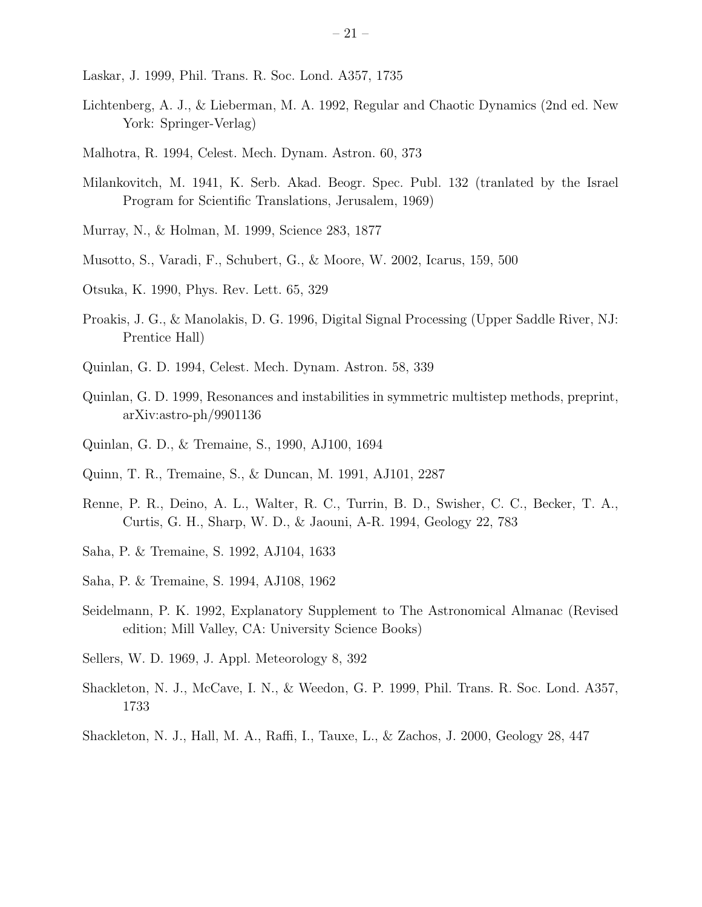Laskar, J. 1999, Phil. Trans. R. Soc. Lond. A357, 1735

Lichtenberg, A. J., & Lieberman, M. A. 1992, Regular and Chaotic Dynamics (2nd ed. New York: Springer-Verlag)

Malhotra, R. 1994, Celest. Mech. Dynam. Astron. 60, 373

Milankovitch, M. 1941, K. Serb. Akad. Beogr. Spec. Publ. 132 (tranlated by the Israel Program for Scientific Translations, Jerusalem, 1969)

Murray, N., & Holman, M. 1999, Science 283, 1877

Musotto, S., Varadi, F., Schubert, G., & Moore, W. 2002, Icarus, 159, 500

Otsuka, K. 1990, Phys. Rev. Lett. 65, 329

Proakis, J. G., & Manolakis, D. G. 1996, Digital Signal Processing (Upper Saddle River, NJ: Prentice Hall)

Quinlan, G. D. 1994, Celest. Mech. Dynam. Astron. 58, 339

Quinlan, G. D. 1999, Resonances and instabilities in symmetric multistep methods, preprint, arXiv:astro-ph/9901136

Quinlan, G. D., & Tremaine, S., 1990, AJ100, 1694

Quinn, T. R., Tremaine, S., & Duncan, M. 1991, AJ101, 2287

Renne, P. R., Deino, A. L., Walter, R. C., Turrin, B. D., Swisher, C. C., Becker, T. A., Curtis, G. H., Sharp, W. D., & Jaouni, A-R. 1994, Geology 22, 783

Saha, P. & Tremaine, S. 1992, AJ104, 1633

Saha, P. & Tremaine, S. 1994, AJ108, 1962

Seidelmann, P. K. 1992, Explanatory Supplement to The Astronomical Almanac (Revised edition; Mill Valley, CA: University Science Books)

Sellers, W. D. 1969, J. Appl. Meteorology 8, 392

Shackleton, N. J., McCave, I. N., & Weedon, G. P. 1999, Phil. Trans. R. Soc. Lond. A357, 1733

Shackleton, N. J., Hall, M. A., Raffi, I., Tauxe, L., & Zachos, J. 2000, Geology 28, 447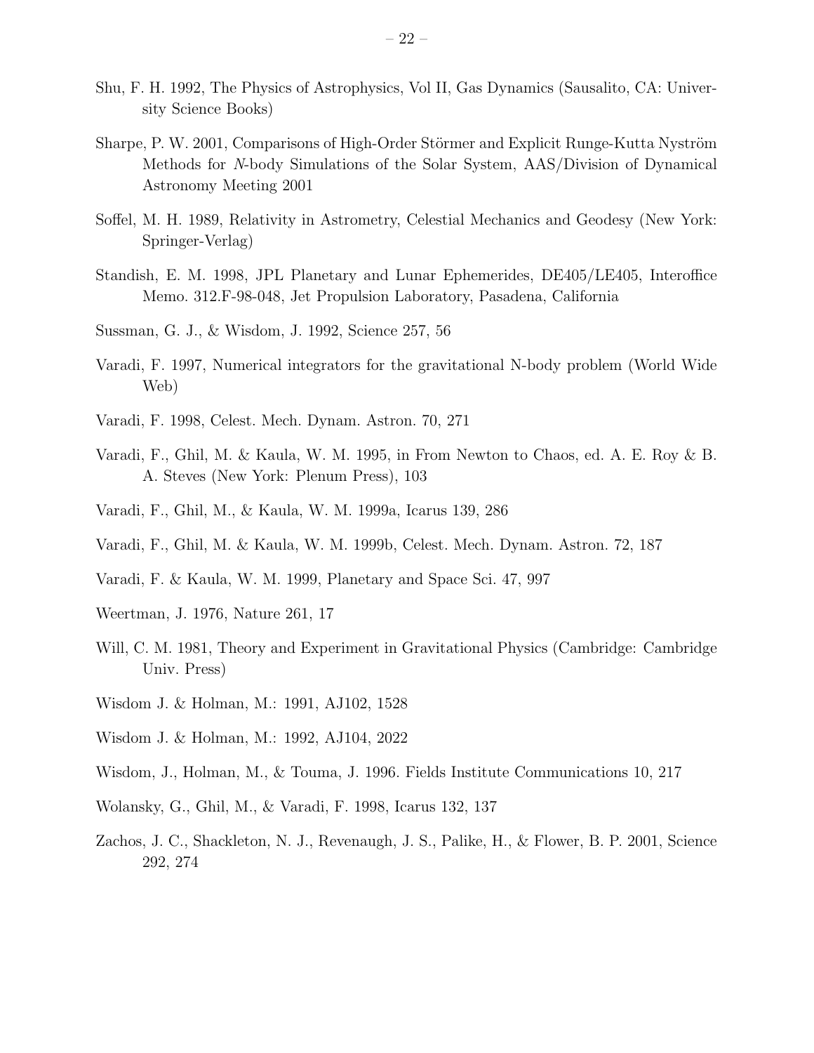Shu, F. H. 1992, The Physics of Astrophysics, Vol II, Gas Dynamics (Sausalito, CA: University Science Books)

Sharpe, P. W. 2001, Comparisons of High-Order Störmer and Explicit Runge-Kutta Nyström Methods for *N*-body Simulations of the Solar System, AAS/Division of Dynamical Astronomy Meeting 2001

Soffel, M. H. 1989, Relativity in Astrometry, Celestial Mechanics and Geodesy (New York: Springer-Verlag)

Standish, E. M. 1998, JPL Planetary and Lunar Ephemerides, DE405/LE405, Interoffice Memo. 312.F-98-048, Jet Propulsion Laboratory, Pasadena, California

Sussman, G. J., & Wisdom, J. 1992, Science 257, 56

Varadi, F. 1997, Numerical integrators for the gravitational N-body problem (World Wide Web)

Varadi, F. 1998, Celest. Mech. Dynam. Astron. 70, 271

Varadi, F., Ghil, M. & Kaula, W. M. 1995, in From Newton to Chaos, ed. A. E. Roy & B. A. Steves (New York: Plenum Press), 103

Varadi, F., Ghil, M., & Kaula, W. M. 1999a, Icarus 139, 286

Varadi, F., Ghil, M. & Kaula, W. M. 1999b, Celest. Mech. Dynam. Astron. 72, 187

Varadi, F. & Kaula, W. M. 1999, Planetary and Space Sci. 47, 997

Weertman, J. 1976, Nature 261, 17

Will, C. M. 1981, Theory and Experiment in Gravitational Physics (Cambridge: Cambridge Univ. Press)

Wisdom J. & Holman, M.: 1991, AJ102, 1528

Wisdom J. & Holman, M.: 1992, AJ104, 2022

Wisdom, J., Holman, M., & Touma, J. 1996. Fields Institute Communications 10, 217

Wolansky, G., Ghil, M., & Varadi, F. 1998, Icarus 132, 137

Zachos, J. C., Shackleton, N. J., Revenaugh, J. S., Palike, H., & Flower, B. P. 2001, Science 292, 274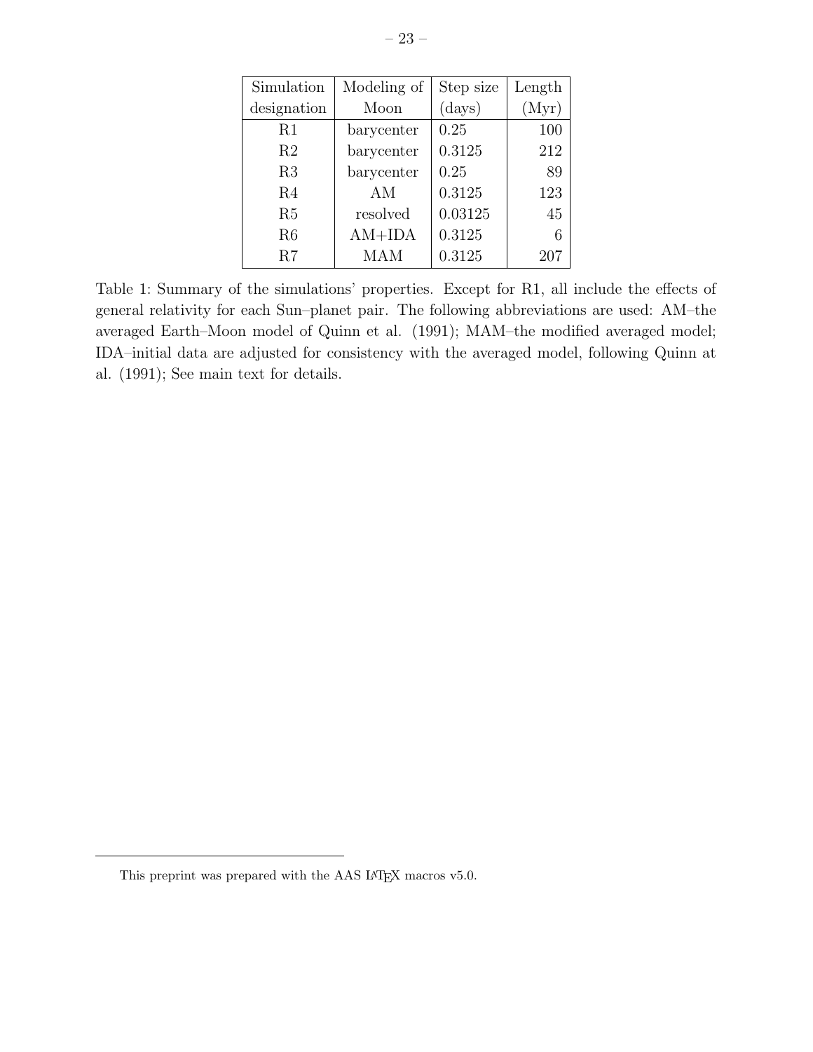| Simulation designation | Modeling of Moon | Step size (days) | Length (Myr) |
|---|---|---|---|
| R1 | barycenter | 0.25 | 100 |
| R2 | barycenter | 0.3125 | 212 |
| R3 | barycenter | 0.25 | 89 |
| R4 | AM | 0.3125 | 123 |
| R5 | resolved | 0.03125 | 45 |
| R6 | AM+IDA | 0.3125 | 6 |
| R7 | MAM | 0.3125 | 207 |

Table 1: Summary of the simulations' properties. Except for R1, all include the effects of general relativity for each Sun–planet pair. The following abbreviations are used: AM–the averaged Earth–Moon model of Quinn et al. (1991); MAM–the modified averaged model; IDA–initial data are adjusted for consistency with the averaged model, following Quinn at al. (1991); See main text for details.

This preprint was prepared with the AAS LaTeX macros v5.0.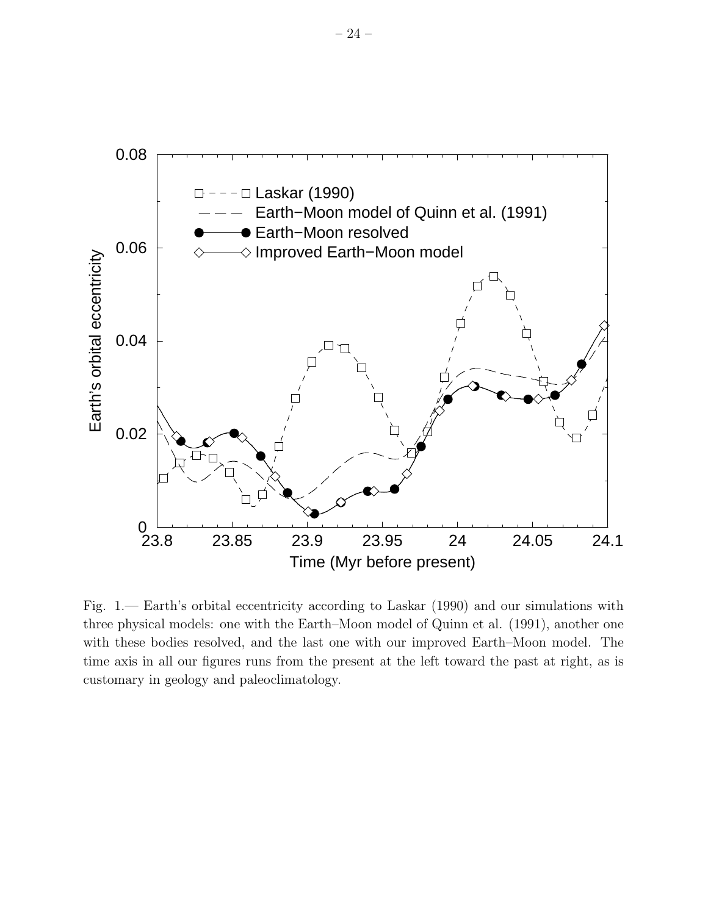Fig. 1.— Earth's orbital eccentricity according to Laskar (1990) and our simulations with three physical models: one with the Earth–Moon model of Quinn et al. (1991), another one with these bodies resolved, and the last one with our improved Earth–Moon model. The time axis in all our figures runs from the present at the left toward the past at right, as is customary in geology and paleoclimatology.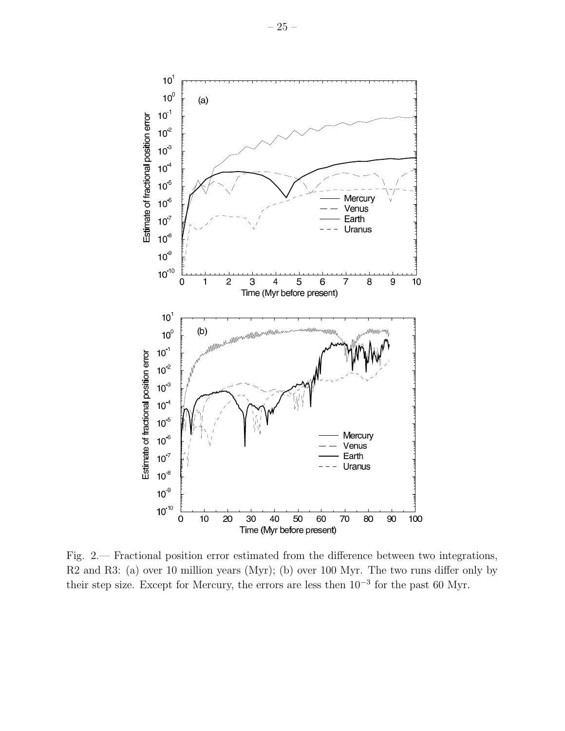Fig. 2.— Fractional position error estimated from the difference between two integrations, R2 and R3: (a) over 10 million years (Myr); (b) over 100 Myr. The two runs differ only by their step size. Except for Mercury, the errors are less then $10^{-3}$ for the past 60 Myr.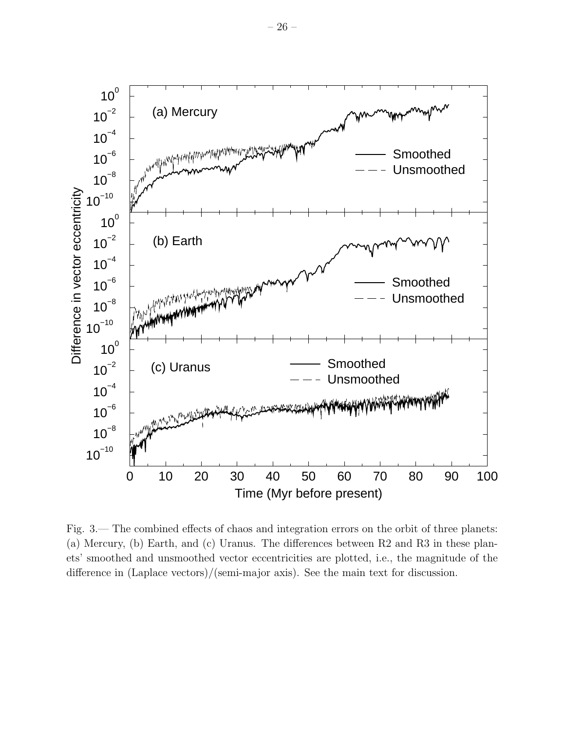Fig. 3.— The combined effects of chaos and integration errors on the orbit of three planets: (a) Mercury, (b) Earth, and (c) Uranus. The differences between R2 and R3 in these planets' smoothed and unsmoothed vector eccentricities are plotted, i.e., the magnitude of the difference in (Laplace vectors)/(semi-major axis). See the main text for discussion.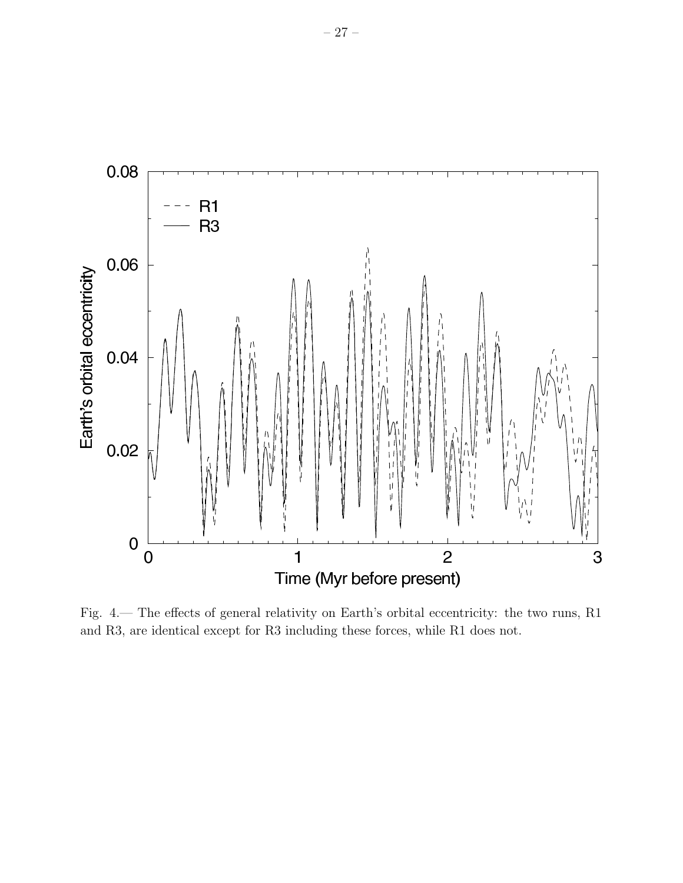Fig. 4.— The effects of general relativity on Earth's orbital eccentricity: the two runs, R1 and R3, are identical except for R3 including these forces, while R1 does not.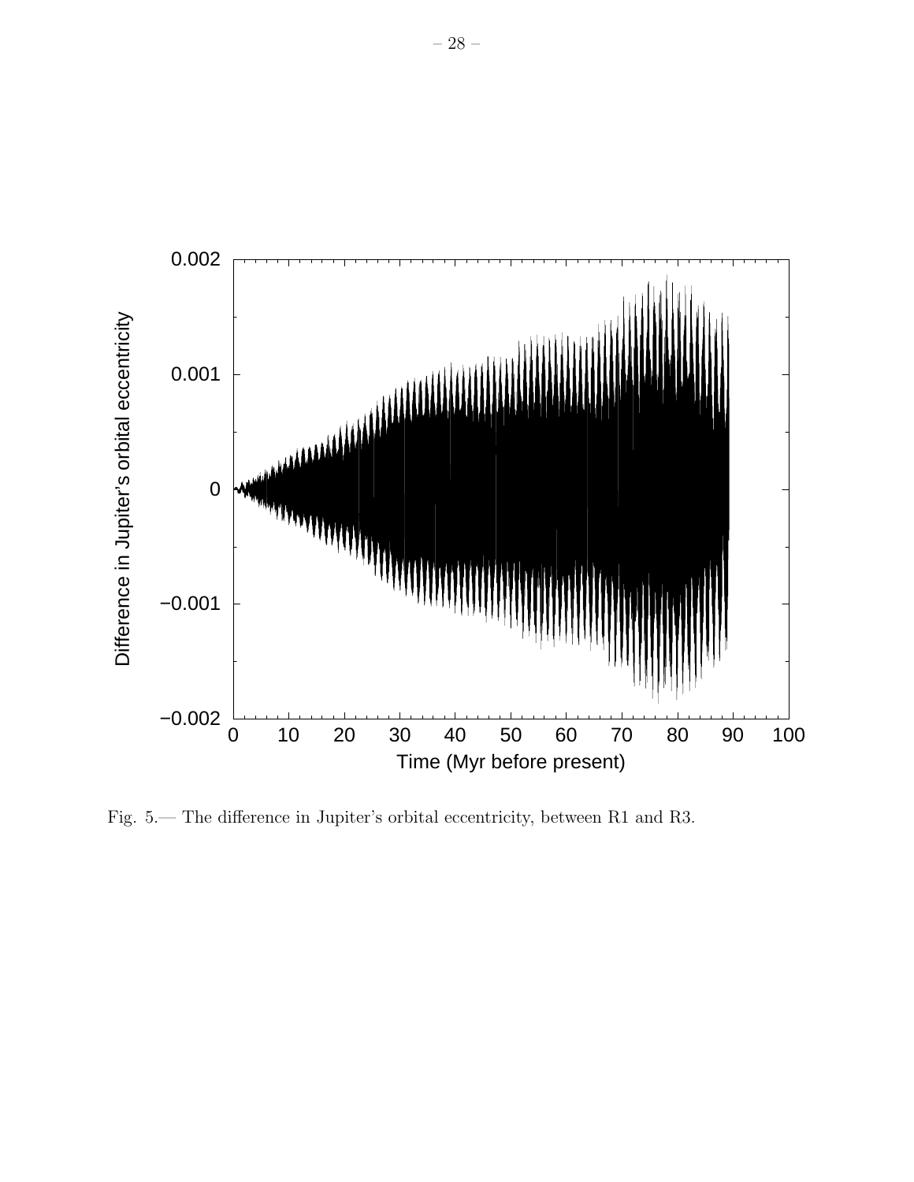Fig. 5.— The difference in Jupiter's orbital eccentricity, between R1 and R3.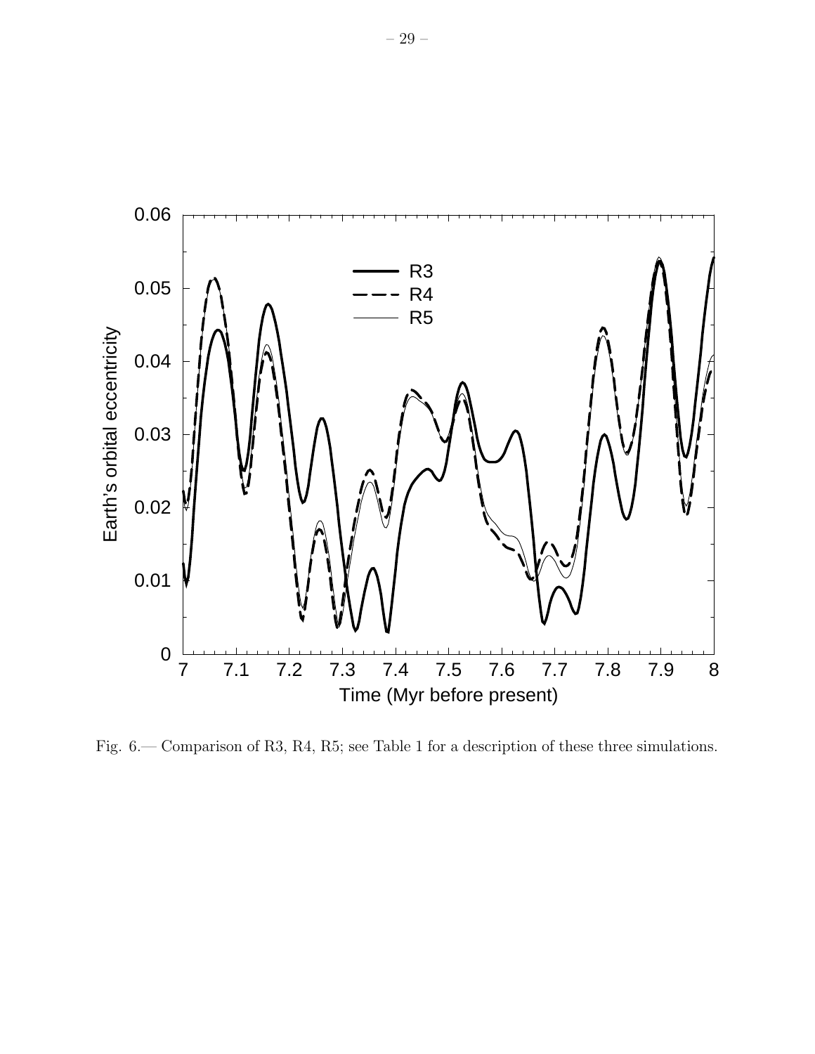Fig. 6.— Comparison of R3, R4, R5; see Table 1 for a description of these three simulations.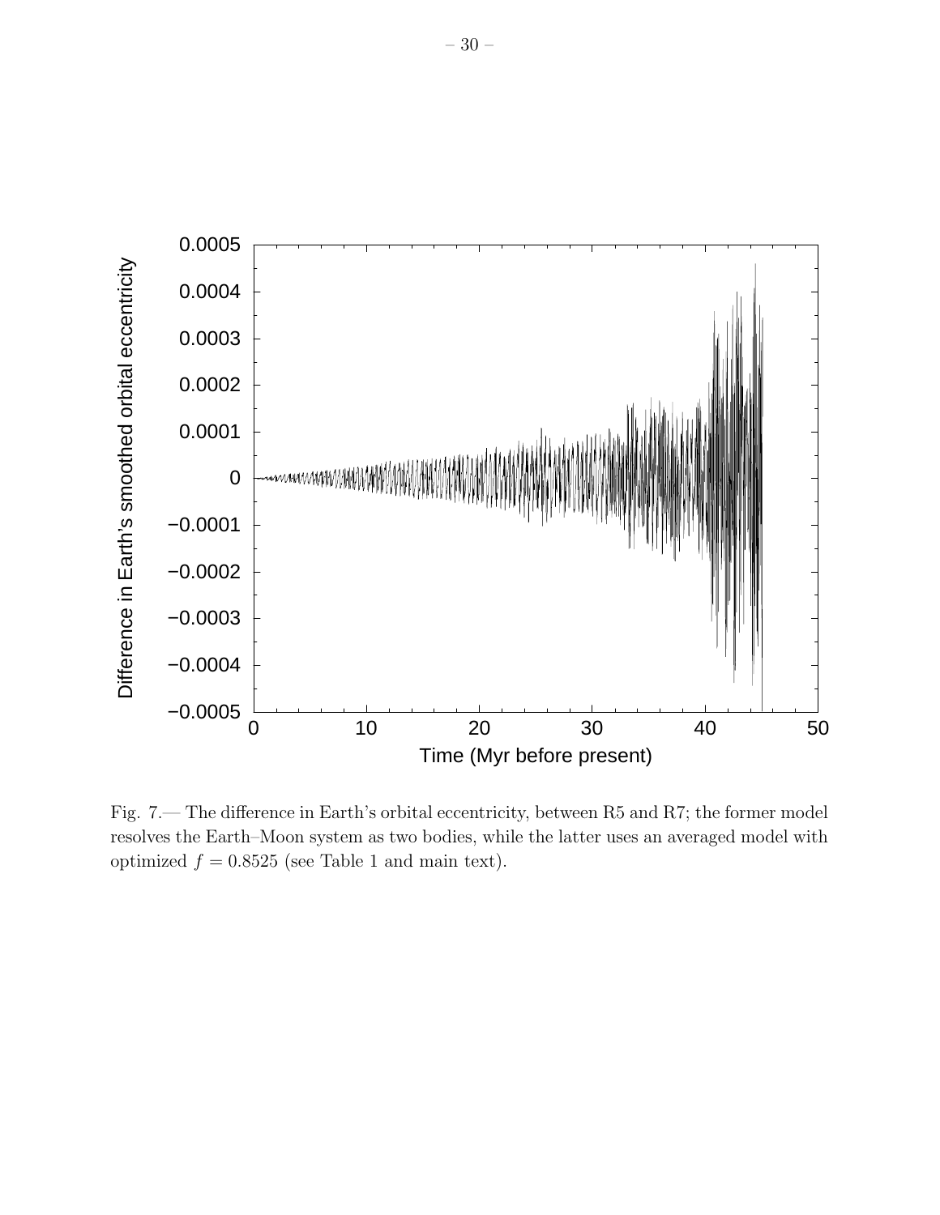Fig. 7.— The difference in Earth's orbital eccentricity, between R5 and R7; the former model resolves the Earth–Moon system as two bodies, while the latter uses an averaged model with optimized $f = 0.8525$ (see Table 1 and main text).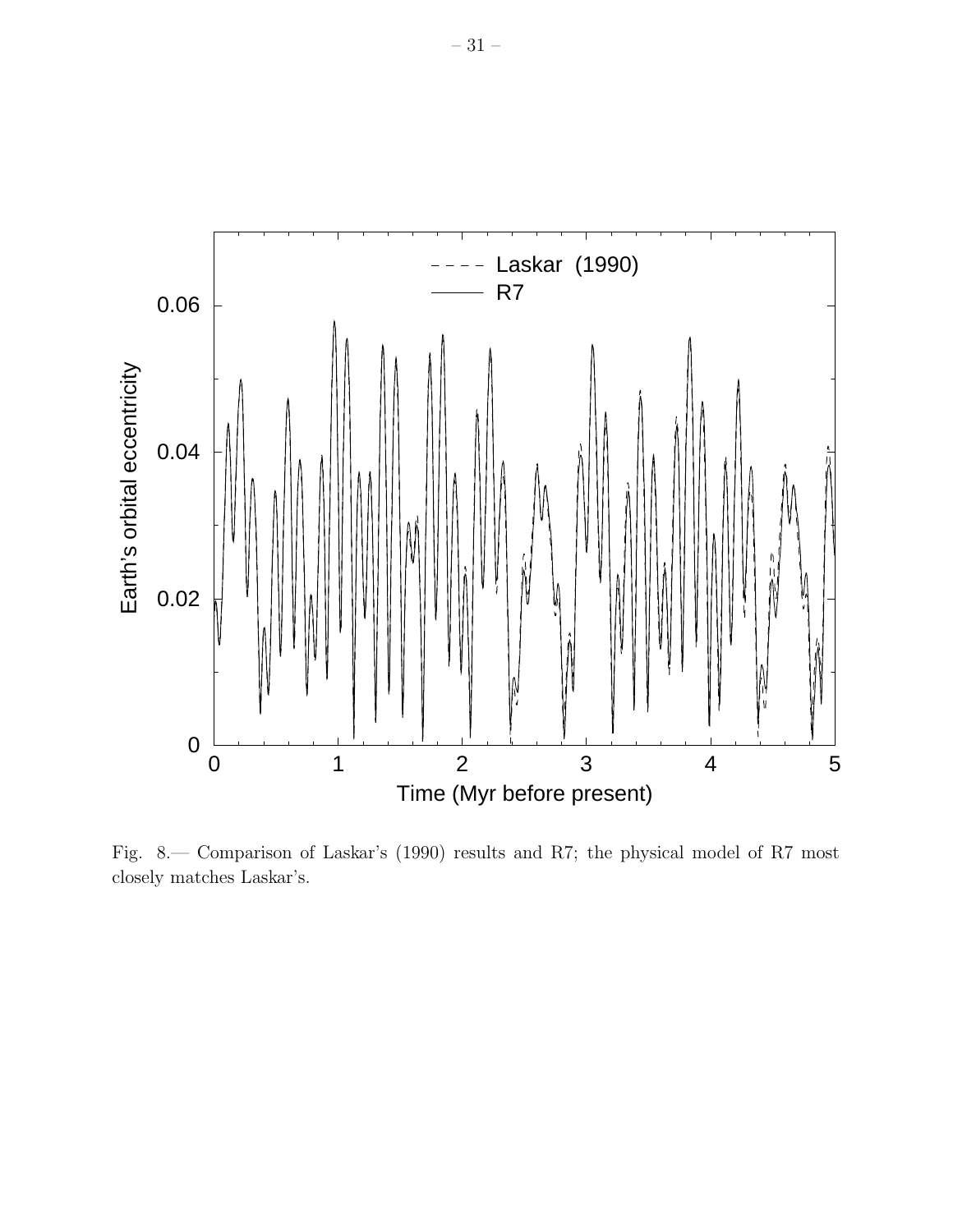Fig. 8.— Comparison of Laskar's (1990) results and R7; the physical model of R7 most closely matches Laskar's.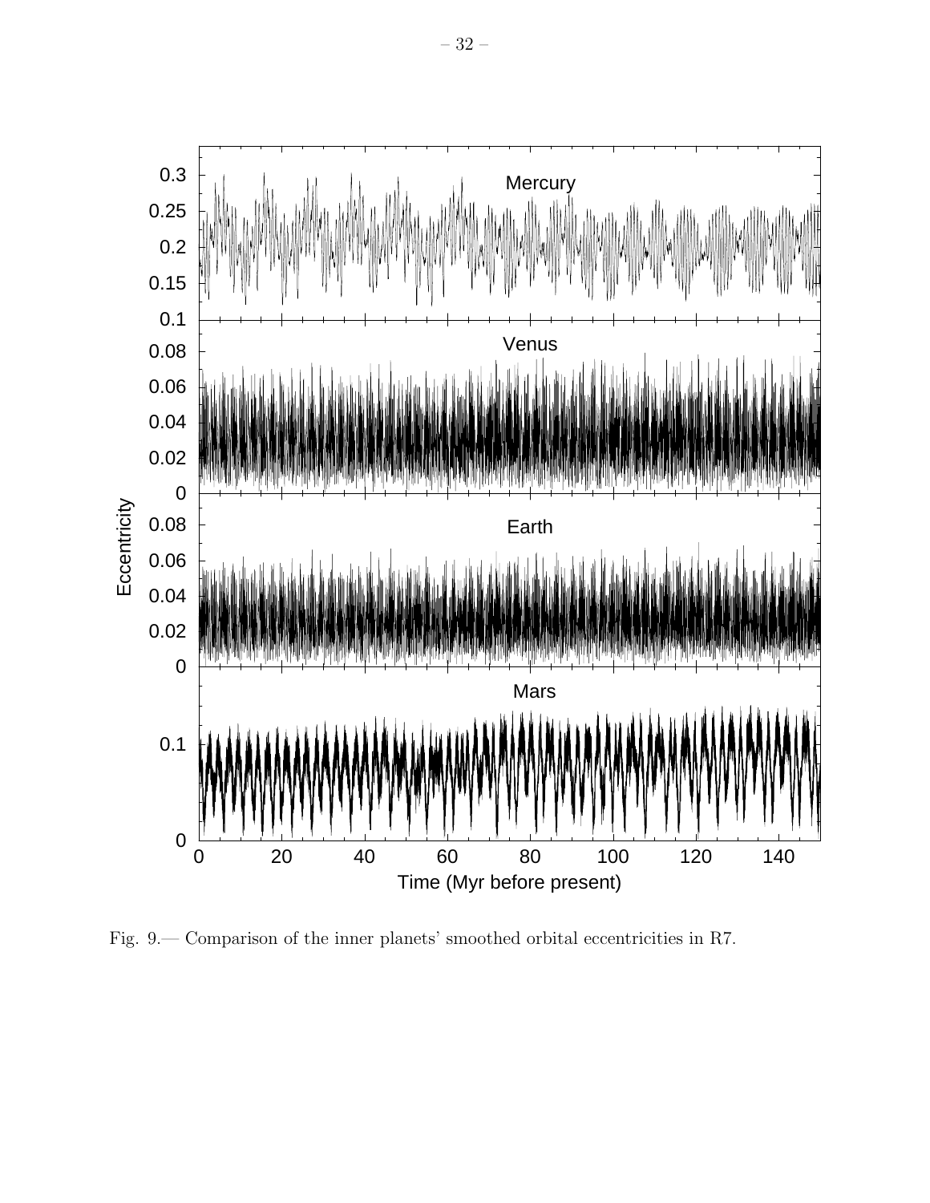Fig. 9.— Comparison of the inner planets' smoothed orbital eccentricities in R7.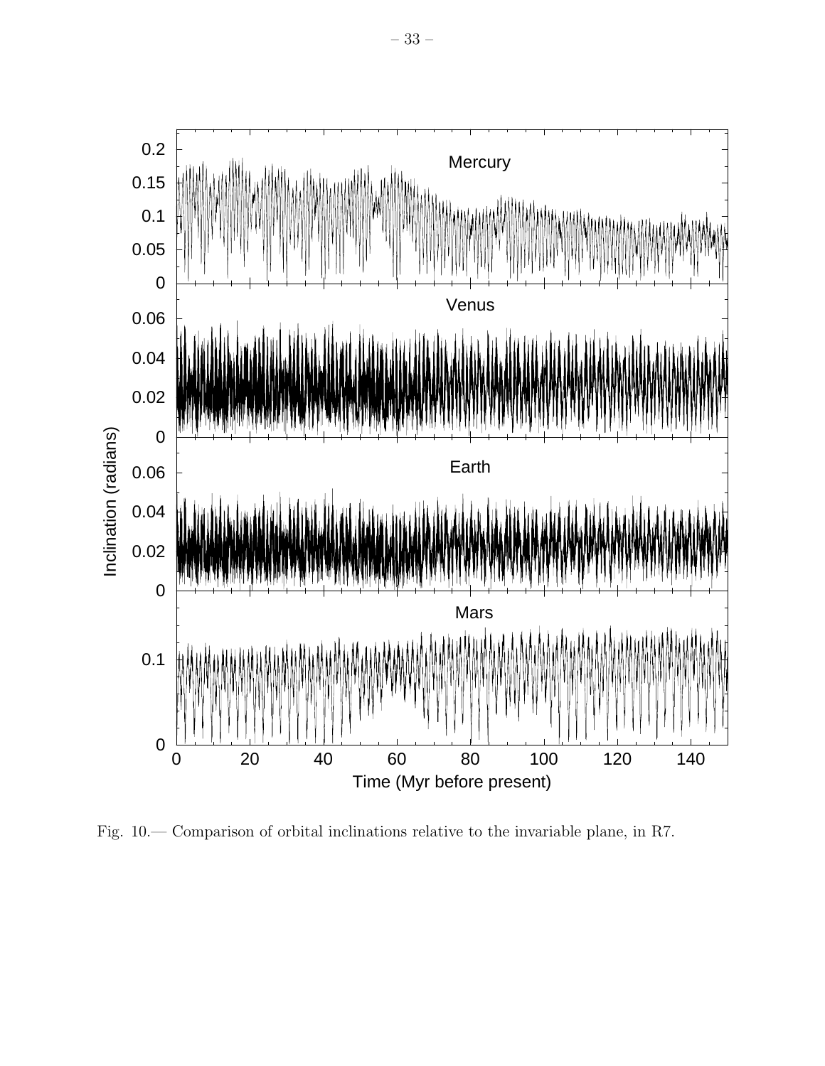Mercury

0.2
0.15
0.1
0.05
0

Venus

0.06
0.04
0.02
0

Earth

0.06
0.04
0.02
0

Mars

0.1
0

Inclination (radians)

0
20
40
60
80
100
120
140

Time (Myr before present)

Fig. 10.— Comparison of orbital inclinations relative to the invariable plane, in R7.